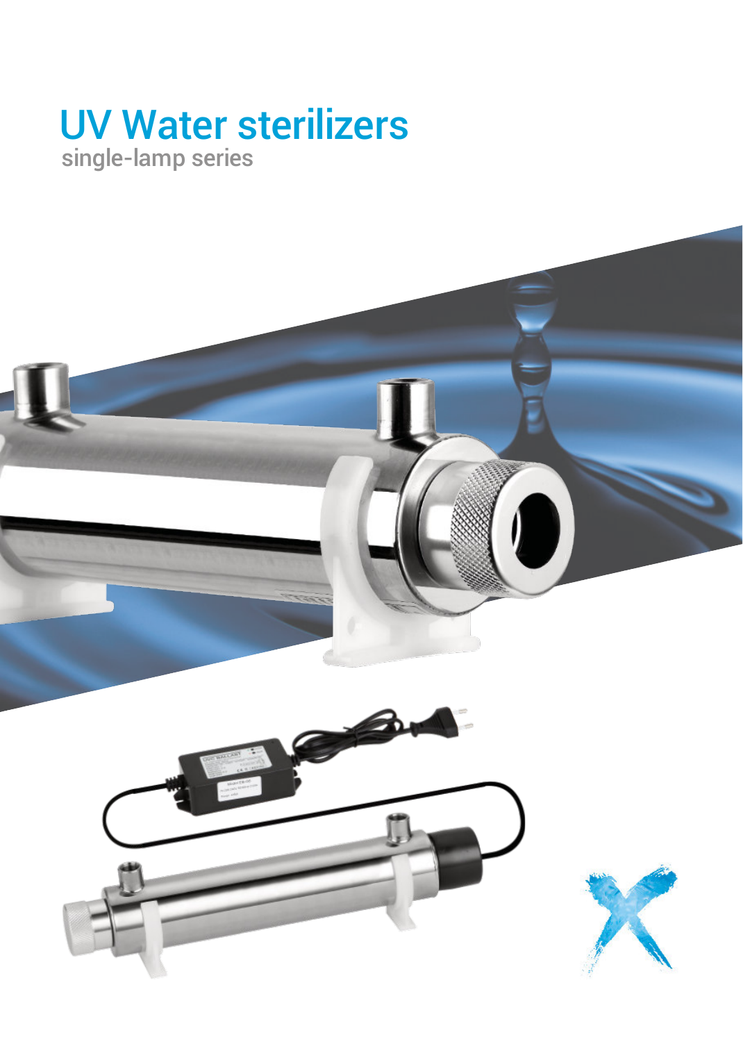# UV Water sterilizers

single-lamp series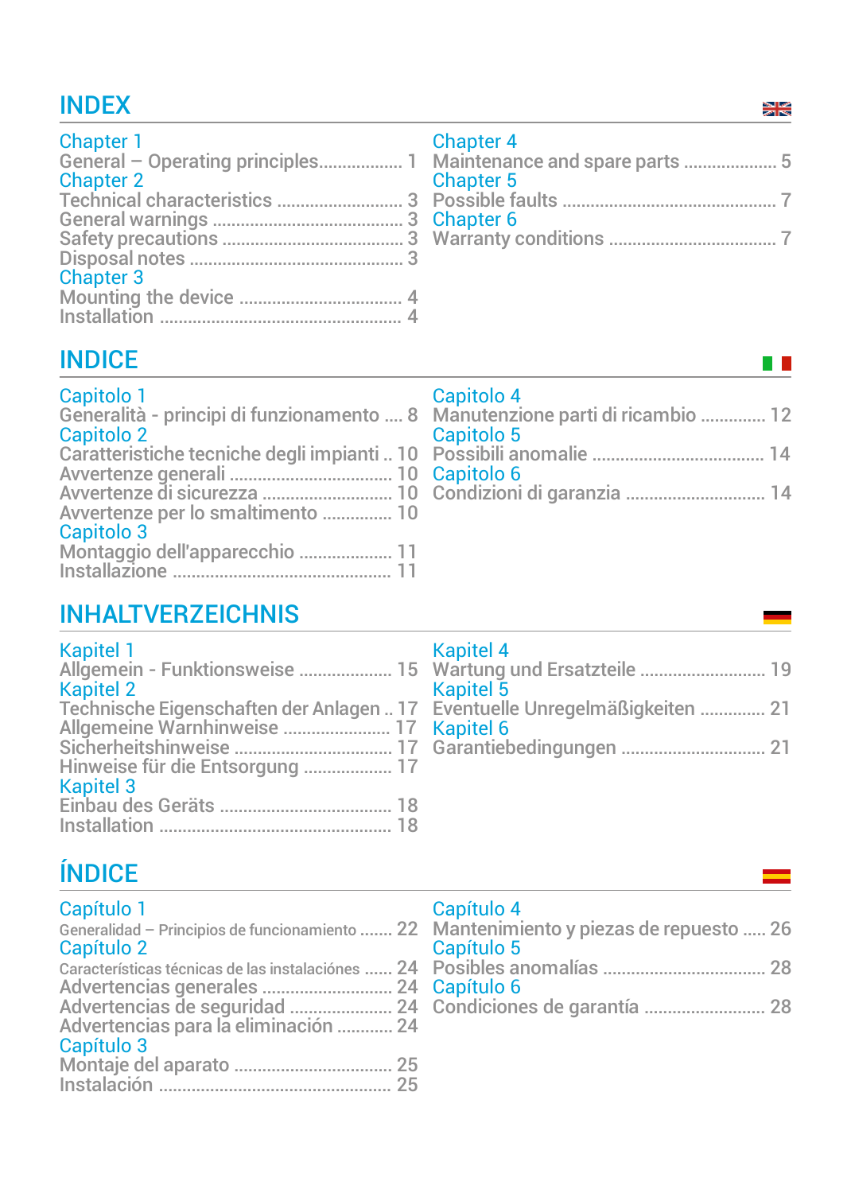## INDEX

**Chapter 1**
General – Operating principles.................. 1

**Chapter 2**
Technical characteristics ........................... 3
General warnings ......................................... 3
Safety precautions ....................................... 3
Disposal notes .............................................. 3

**Chapter 3**
Mounting the device .................................... 4
Installation ................................................... 4

**Chapter 4**
Maintenance and spare parts .................... 5

**Chapter 5**
Possible faults .............................................. 7

**Chapter 6**
Warranty conditions .................................... 7

## INDICE

**Capitolo 1**
Generalità - principi di funzionamento .... 8

**Capitolo 2**
Caratteristiche tecniche degli impianti .. 10
Avvertenze generali .................................. 10
Avvertenze di sicurezza ........................... 10
Avvertenze per lo smaltimento .............. 10

**Capitolo 3**
Montaggio dell'apparecchio ................... 11
Installazione .............................................. 11

**Capitolo 4**
Manutenzione parti di ricambio ............. 12

**Capitolo 5**
Possibili anomalie .................................... 14

**Capitolo 6**
Condizioni di garanzia ............................. 14

## INHALTVERZEICHNIS

**Kapitel 1**
Allgemein - Funktionsweise .................... 15

**Kapitel 2**
Technische Eigenschaften der Anlagen .. 17
Allgemeine Warnhinweise ...................... 17
Sicherheitshinweise ................................. 17
Hinweise für die Entsorgung .................. 17

**Kapitel 3**
Einbau des Geräts .................................... 18
Installation ................................................ 18

**Kapitel 4**
Wartung und Ersatzteile .......................... 19

**Kapitel 5**
Eventuelle Unregelmäßigkeiten .............. 21

**Kapitel 6**
Garantiebedingungen .............................. 21

## ÍNDICE

**Capítulo 1**
Generalidad – Principios de funcionamiento ....... 22

**Capítulo 2**
Características técnicas de las instalaciónes ...... 24
Advertencias generales ............................ 24
Advertencias de seguridad ...................... 24
Advertencias para la eliminación ............ 24

**Capítulo 3**
Montaje del aparato ................................. 25
Instalación ................................................. 25

**Capítulo 4**
Mantenimiento y piezas de repuesto ..... 26

**Capítulo 5**
Posibles anomalías ................................... 28

**Capítulo 6**
Condiciones de garantía .......................... 28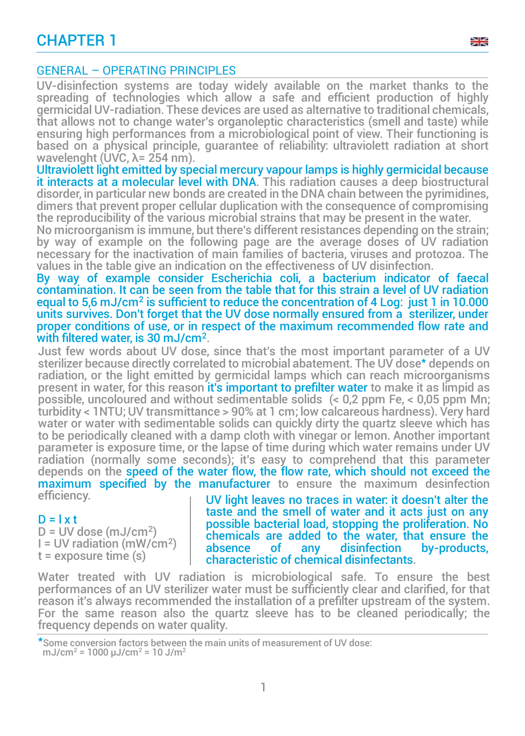# CHAPTER 1

## GENERAL – OPERATING PRINCIPLES

UV-disinfection systems are today widely available on the market thanks to the spreading of technologies which allow a safe and efficient production of highly germicidal UV-radiation. These devices are used as alternative to traditional chemicals, that allows not to change water's organoleptic characteristics (smell and taste) while ensuring high performances from a microbiological point of view. Their functioning is based on a physical principle, guarantee of reliability: ultraviolett radiation at short wavelenght (UVC, λ= 254 nm).

Ultraviolett light emitted by special mercury vapour lamps is highly germicidal because it interacts at a molecular level with DNA. This radiation causes a deep biostructural disorder, in particular new bonds are created in the DNA chain between the pyrimidines, dimers that prevent proper cellular duplication with the consequence of compromising the reproducibility of the various microbial strains that may be present in the water.

No microorganism is immune, but there's different resistances depending on the strain; by way of example on the following page are the average doses of UV radiation necessary for the inactivation of main families of bacteria, viruses and protozoa. The values in the table give an indication on the effectiveness of UV disinfection.

By way of example consider Escherichia coli, a bacterium indicator of faecal contamination. It can be seen from the table that for this strain a level of UV radiation equal to 5,6 mJ/cm² is sufficient to reduce the concentration of 4 Log: just 1 in 10.000 units survives. Don't forget that the UV dose normally ensured from a sterilizer, under proper conditions of use, or in respect of the maximum recommended flow rate and with filtered water, is 30 mJ/cm².

Just few words about UV dose, since that's the most important parameter of a UV sterilizer because directly correlated to microbial abatement. The UV dose* depends on radiation, or the light emitted by germicidal lamps which can reach microorganisms present in water, for this reason it's important to prefilter water to make it as limpid as possible, uncoloured and without sedimentable solids (< 0,2 ppm Fe, < 0,05 ppm Mn; turbidity < 1NTU; UV transmittance > 90% at 1 cm; low calcareous hardness). Very hard water or water with sedimentable solids can quickly dirty the quartz sleeve which has to be periodically cleaned with a damp cloth with vinegar or lemon. Another important parameter is exposure time, or the lapse of time during which water remains under UV radiation (normally some seconds); it's easy to comprehend that this parameter depends on the speed of the water flow, the flow rate, which should not exceed the maximum specified by the manufacturer to ensure the maximum desinfection efficiency.

$D = I \times t$

D = UV dose (mJ/cm²)
I = UV radiation (mW/cm²)
t = exposure time (s)

UV light leaves no traces in water: it doesn't alter the taste and the smell of water and it acts just on any possible bacterial load, stopping the proliferation. No chemicals are added to the water, that ensure the absence of any disinfection by-products, characteristic of chemical disinfectants.

Water treated with UV radiation is microbiological safe. To ensure the best performances of an UV sterilizer water must be sufficiently clear and clarified, for that reason it's always recommended the installation of a prefilter upstream of the system. For the same reason also the quartz sleeve has to be cleaned periodically; the frequency depends on water quality.

*Some conversion factors between the main units of measurement of UV dose:
mJ/cm² = 1000 µJ/cm² = 10 J/m²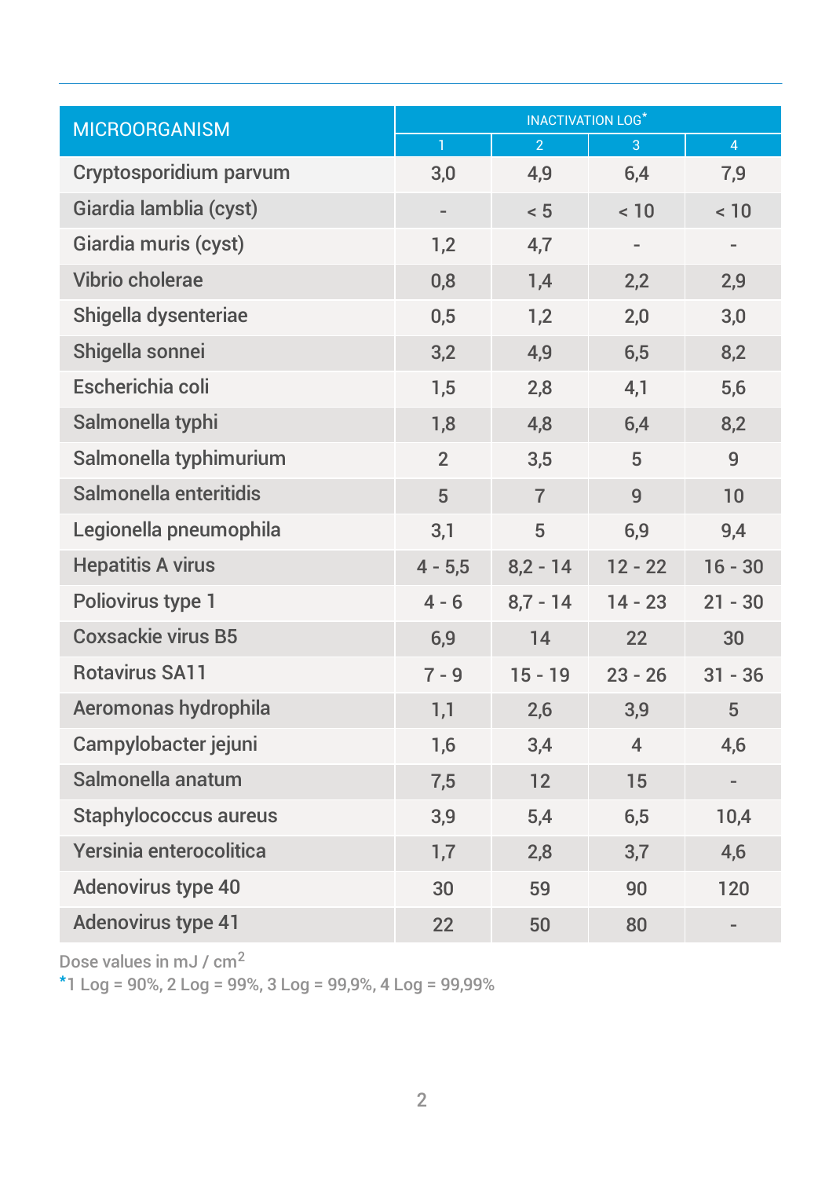| MICROORGANISM | INACTIVATION LOG* | | | |
|---|---|---|---|---|
| | 1 | 2 | 3 | 4 |
| Cryptosporidium parvum | 3,0 | 4,9 | 6,4 | 7,9 |
| Giardia lamblia (cyst) | - | < 5 | < 10 | < 10 |
| Giardia muris (cyst) | 1,2 | 4,7 | - | - |
| Vibrio cholerae | 0,8 | 1,4 | 2,2 | 2,9 |
| Shigella dysenteriae | 0,5 | 1,2 | 2,0 | 3,0 |
| Shigella sonnei | 3,2 | 4,9 | 6,5 | 8,2 |
| Escherichia coli | 1,5 | 2,8 | 4,1 | 5,6 |
| Salmonella typhi | 1,8 | 4,8 | 6,4 | 8,2 |
| Salmonella typhimurium | 2 | 3,5 | 5 | 9 |
| Salmonella enteritidis | 5 | 7 | 9 | 10 |
| Legionella pneumophila | 3,1 | 5 | 6,9 | 9,4 |
| Hepatitis A virus | 4 - 5,5 | 8,2 - 14 | 12 - 22 | 16 - 30 |
| Poliovirus type 1 | 4 - 6 | 8,7 - 14 | 14 - 23 | 21 - 30 |
| Coxsackie virus B5 | 6,9 | 14 | 22 | 30 |
| Rotavirus SA11 | 7 - 9 | 15 - 19 | 23 - 26 | 31 - 36 |
| Aeromonas hydrophila | 1,1 | 2,6 | 3,9 | 5 |
| Campylobacter jejuni | 1,6 | 3,4 | 4 | 4,6 |
| Salmonella anatum | 7,5 | 12 | 15 | - |
| Staphylococcus aureus | 3,9 | 5,4 | 6,5 | 10,4 |
| Yersinia enterocolitica | 1,7 | 2,8 | 3,7 | 4,6 |
| Adenovirus type 40 | 30 | 59 | 90 | 120 |
| Adenovirus type 41 | 22 | 50 | 80 | - |

Dose values in mJ / $cm^2$

*1 Log = 90%, 2 Log = 99%, 3 Log = 99,9%, 4 Log = 99,99%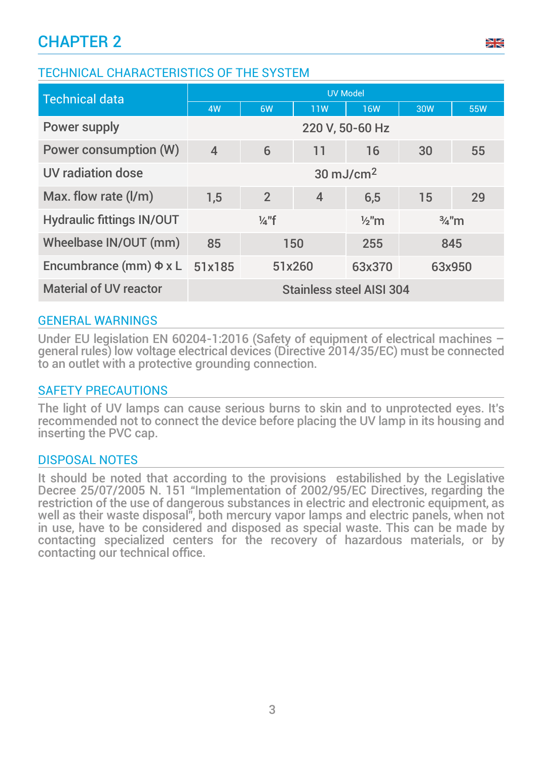# CHAPTER 2

## TECHNICAL CHARACTERISTICS OF THE SYSTEM

| Technical data | UV Model | | | | | |
|---|---|---|---|---|---|---|
| | 4W | 6W | 11W | 16W | 30W | 55W |
| Power supply | 220 V, 50-60 Hz | | | | | |
| Power consumption (W) | 4 | 6 | 11 | 16 | 30 | 55 |
| UV radiation dose | 30 mJ/cm$^2$ | | | | | |
| Max. flow rate (l/m) | 1,5 | 2 | 4 | 6,5 | 15 | 29 |
| Hydraulic fittings IN/OUT | ¼"f | | | ½"m | ¾"m | |
| Wheelbase IN/OUT (mm) | 85 | 150 | | 255 | 845 | |
| Encumbrance (mm) Φ x L | 51x185 | 51x260 | | 63x370 | 63x950 | |
| Material of UV reactor | Stainless steel AISI 304 | | | | | |

## GENERAL WARNINGS

Under EU legislation EN 60204-1:2016 (Safety of equipment of electrical machines – general rules) low voltage electrical devices (Directive 2014/35/EC) must be connected to an outlet with a protective grounding connection.

## SAFETY PRECAUTIONS

The light of UV lamps can cause serious burns to skin and to unprotected eyes. It's recommended not to connect the device before placing the UV lamp in its housing and inserting the PVC cap.

## DISPOSAL NOTES

It should be noted that according to the provisions estabilished by the Legislative Decree 25/07/2005 N. 151 "Implementation of 2002/95/EC Directives, regarding the restriction of the use of dangerous substances in electric and electronic equipment, as well as their waste disposal", both mercury vapor lamps and electric panels, when not in use, have to be considered and disposed as special waste. This can be made by contacting specialized centers for the recovery of hazardous materials, or by contacting our technical office.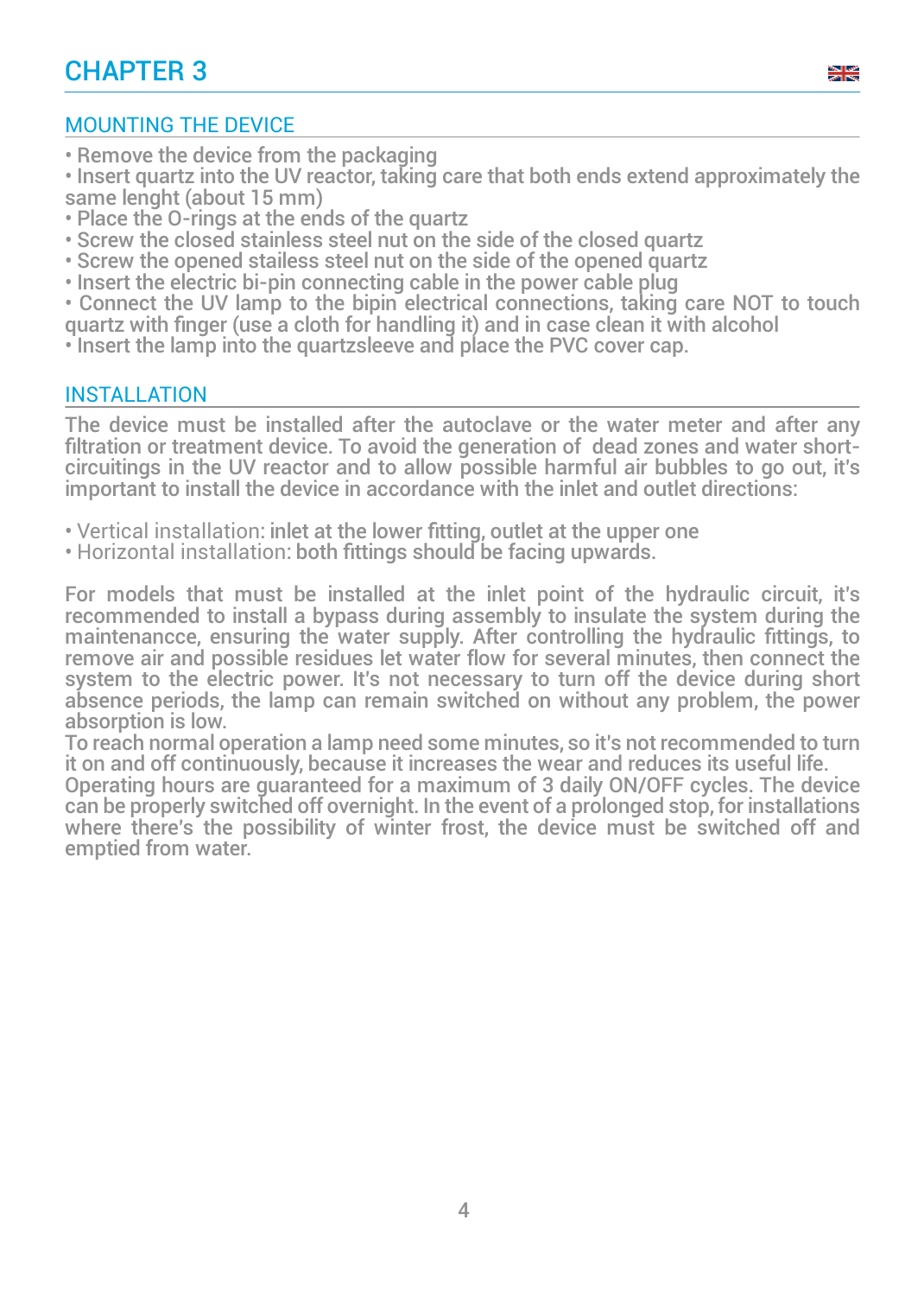# CHAPTER 3

## MOUNTING THE DEVICE

- Remove the device from the packaging
- Insert quartz into the UV reactor, taking care that both ends extend approximately the same lenght (about 15 mm)
- Place the O-rings at the ends of the quartz
- Screw the closed stainless steel nut on the side of the closed quartz
- Screw the opened stailess steel nut on the side of the opened quartz
- Insert the electric bi-pin connecting cable in the power cable plug
- Connect the UV lamp to the bipin electrical connections, taking care NOT to touch quartz with finger (use a cloth for handling it) and in case clean it with alcohol
- Insert the lamp into the quartzsleeve and place the PVC cover cap.

## INSTALLATION

The device must be installed after the autoclave or the water meter and after any filtration or treatment device. To avoid the generation of dead zones and water short-circuitings in the UV reactor and to allow possible harmful air bubbles to go out, it's important to install the device in accordance with the inlet and outlet directions:

- Vertical installation: inlet at the lower fitting, outlet at the upper one
- Horizontal installation: both fittings should be facing upwards.

For models that must be installed at the inlet point of the hydraulic circuit, it's recommended to install a bypass during assembly to insulate the system during the maintenancce, ensuring the water supply. After controlling the hydraulic fittings, to remove air and possible residues let water flow for several minutes, then connect the system to the electric power. It's not necessary to turn off the device during short absence periods, the lamp can remain switched on without any problem, the power absorption is low.
To reach normal operation a lamp need some minutes, so it's not recommended to turn it on and off continuously, because it increases the wear and reduces its useful life.
Operating hours are guaranteed for a maximum of 3 daily ON/OFF cycles. The device can be properly switched off overnight. In the event of a prolonged stop, for installations where there's the possibility of winter frost, the device must be switched off and emptied from water.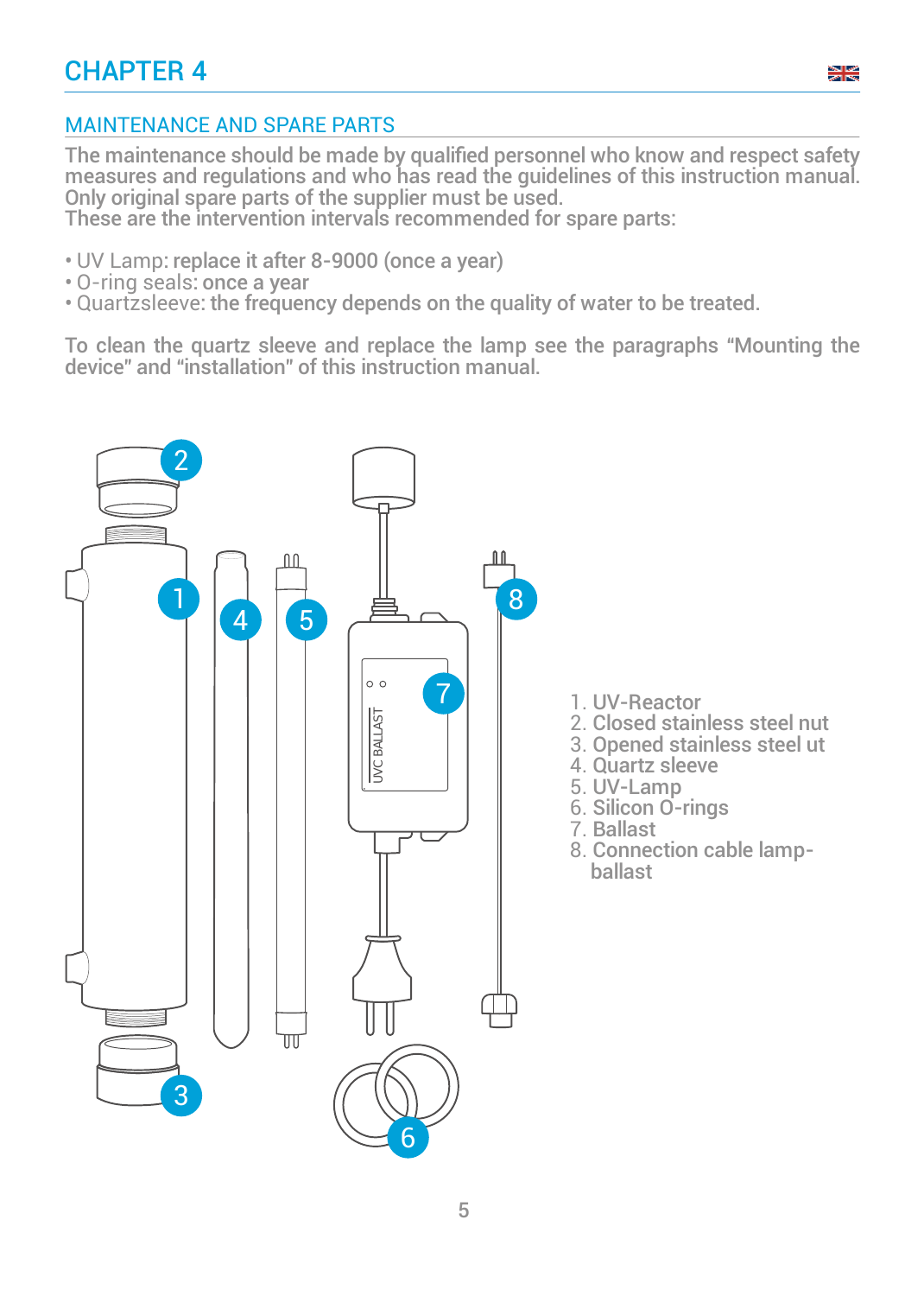# CHAPTER 4

## MAINTENANCE AND SPARE PARTS

The maintenance should be made by qualified personnel who know and respect safety measures and regulations and who has read the guidelines of this instruction manual. Only original spare parts of the supplier must be used.
These are the intervention intervals recommended for spare parts:

- UV Lamp: **replace it after 8-9000 (once a year)**
- O-ring seals: **once a year**
- Quartzsleeve: **the frequency depends on the quality of water to be treated.**

To clean the quartz sleeve and replace the lamp see the paragraphs "Mounting the device" and "installation" of this instruction manual.

1. UV-Reactor
2. Closed stainless steel nut
3. Opened stainless steel ut
4. Quartz sleeve
5. UV-Lamp
6. Silicon O-rings
7. Ballast
8. Connection cable lamp-ballast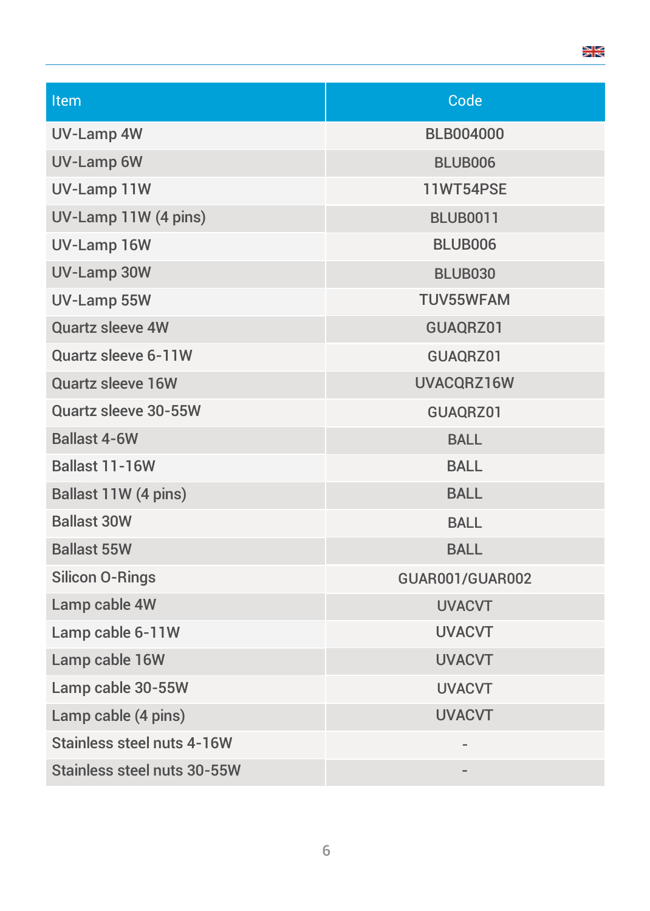| Item | Code |
|---|---|
| UV-Lamp 4W | BLB004000 |
| UV-Lamp 6W | BLUB006 |
| UV-Lamp 11W | 11WT54PSE |
| UV-Lamp 11W (4 pins) | BLUB0011 |
| UV-Lamp 16W | BLUB006 |
| UV-Lamp 30W | BLUB030 |
| UV-Lamp 55W | TUV55WFAM |
| Quartz sleeve 4W | GUAQRZ01 |
| Quartz sleeve 6-11W | GUAQRZ01 |
| Quartz sleeve 16W | UVACQRZ16W |
| Quartz sleeve 30-55W | GUAQRZ01 |
| Ballast 4-6W | BALL |
| Ballast 11-16W | BALL |
| Ballast 11W (4 pins) | BALL |
| Ballast 30W | BALL |
| Ballast 55W | BALL |
| Silicon O-Rings | GUAR001/GUAR002 |
| Lamp cable 4W | UVACVT |
| Lamp cable 6-11W | UVACVT |
| Lamp cable 16W | UVACVT |
| Lamp cable 30-55W | UVACVT |
| Lamp cable (4 pins) | UVACVT |
| Stainless steel nuts 4-16W | - |
| Stainless steel nuts 30-55W | - |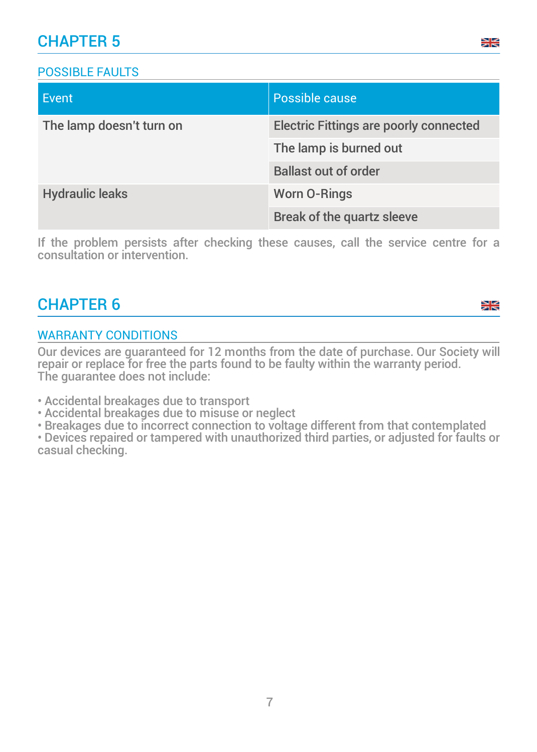# CHAPTER 5

## POSSIBLE FAULTS

| Event | Possible cause |
|---|---|
| The lamp doesn't turn on | Electric Fittings are poorly connected |
| | The lamp is burned out |
| | Ballast out of order |
| Hydraulic leaks | Worn O-Rings |
| | Break of the quartz sleeve |

If the problem persists after checking these causes, call the service centre for a consultation or intervention.

# CHAPTER 6

## WARRANTY CONDITIONS

Our devices are guaranteed for 12 months from the date of purchase. Our Society will repair or replace for free the parts found to be faulty within the warranty period.
The guarantee does not include:

- Accidental breakages due to transport
- Accidental breakages due to misuse or neglect
- Breakages due to incorrect connection to voltage different from that contemplated
- Devices repaired or tampered with unauthorized third parties, or adjusted for faults or casual checking.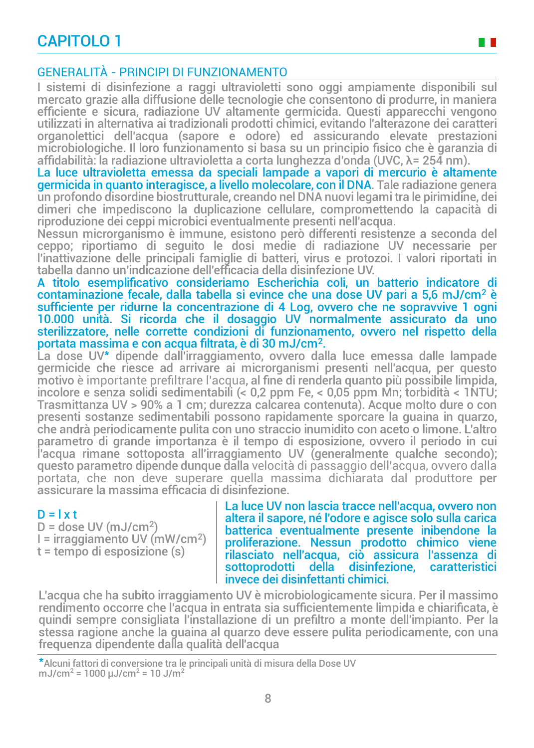# CAPITOLO 1

## GENERALITÀ - PRINCIPI DI FUNZIONAMENTO

I sistemi di disinfezione a raggi ultravioletti sono oggi ampiamente disponibili sul mercato grazie alla diffusione delle tecnologie che consentono di produrre, in maniera efficiente e sicura, radiazione UV altamente germicida. Questi apparecchi vengono utilizzati in alternativa ai tradizionali prodotti chimici, evitando l'alterazone dei caratteri organolettici dell'acqua (sapore e odore) ed assicurando elevate prestazioni microbiologiche. Il loro funzionamento si basa su un principio fisico che è garanzia di affidabilità: la radiazione ultravioletta a corta lunghezza d'onda (UVC, $\lambda$= 254 nm).

**La luce ultravioletta emessa da speciali lampade a vapori di mercurio è altamente germicida in quanto interagisce, a livello molecolare, con il DNA.** Tale radiazione genera un profondo disordine biostrutturale, creando nel DNA nuovi legami tra le pirimidine, dei dimeri che impediscono la duplicazione cellulare, compromettendo la capacità di riproduzione dei ceppi microbici eventualmente presenti nell'acqua.

Nessun microrganismo è immune, esistono però differenti resistenze a seconda del ceppo; riportiamo di seguito le dosi medie di radiazione UV necessarie per l'inattivazione delle principali famiglie di batteri, virus e protozoi. I valori riportati in tabella danno un'indicazione dell'efficacia della disinfezione UV.

**A titolo esemplificativo consideriamo Escherichia coli, un batterio indicatore di contaminazione fecale, dalla tabella si evince che una dose UV pari a 5,6 mJ/cm$^2$ è sufficiente per ridurne la concentrazione di 4 Log, ovvero che ne sopravvive 1 ogni 10.000 unità. Si ricorda che il dosaggio UV normalmente assicurato da uno sterilizzatore, nelle corrette condizioni di funzionamento, ovvero nel rispetto della portata massima e con acqua filtrata, è di 30 mJ/cm$^2$.**

La dose UV* dipende dall'irraggiamento, ovvero dalla luce emessa dalle lampade germicide che riesce ad arrivare ai microrganismi presenti nell'acqua, per questo motivo è importante prefiltrare l'acqua, al fine di renderla quanto più possibile limpida, incolore e senza solidi sedimentabili (< 0,2 ppm Fe, < 0,05 ppm Mn; torbidità < 1NTU; Trasmittanza UV > 90% a 1 cm; durezza calcarea contenuta). Acque molto dure o con presenti sostanze sedimentabili possono rapidamente sporcare la guaina in quarzo, che andrà periodicamente pulita con uno straccio inumidito con aceto o limone. L'altro parametro di grande importanza è il tempo di esposizione, ovvero il periodo in cui l'acqua rimane sottoposta all'irraggiamento UV (generalmente qualche secondo); questo parametro dipende dunque dalla velocità di passaggio dell'acqua, ovvero dalla portata, che non deve superare quella massima dichiarata dal produttore per assicurare la massima efficacia di disinfezione.

$D = I \times t$

D = dose UV (mJ/cm$^2$)
I = irraggiamento UV (mW/cm$^2$)
t = tempo di esposizione (s)

**La luce UV non lascia tracce nell'acqua, ovvero non altera il sapore, né l'odore e agisce solo sulla carica batterica eventualmente presente inibendone la proliferazione. Nessun prodotto chimico viene rilasciato nell'acqua, ciò assicura l'assenza di sottoprodotti della disinfezione, caratteristici invece dei disinfettanti chimici.**

L'acqua che ha subito irraggiamento UV è microbiologicamente sicura. Per il massimo rendimento occorre che l'acqua in entrata sia sufficientemente limpida e chiarificata, è quindi sempre consigliata l'installazione di un prefiltro a monte dell'impianto. Per la stessa ragione anche la guaina al quarzo deve essere pulita periodicamente, con una frequenza dipendente dalla qualità dell'acqua

*Alcuni fattori di conversione tra le principali unità di misura della Dose UV
mJ/cm$^2$ = 1000 µJ/cm$^2$ = 10 J/m$^2$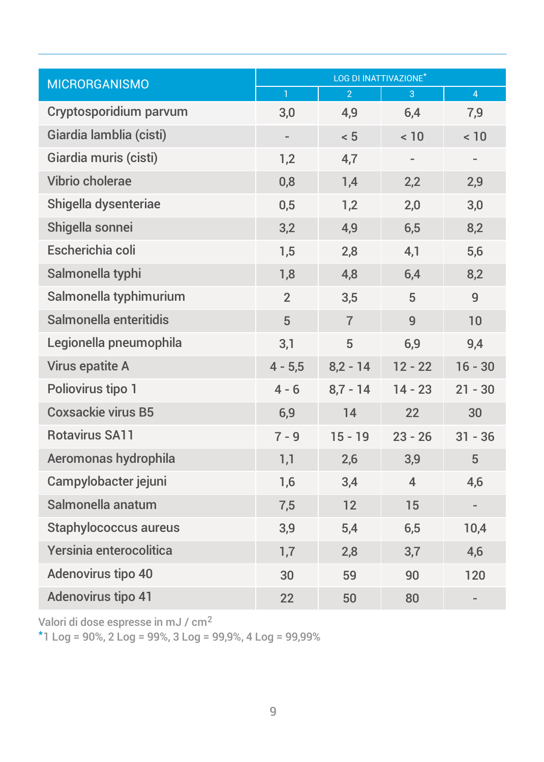| MICRORGANISMO | LOG DI INATTIVAZIONE* | | | |
|---|---|---|---|---|
| | 1 | 2 | 3 | 4 |
| Cryptosporidium parvum | 3,0 | 4,9 | 6,4 | 7,9 |
| Giardia lamblia (cisti) | - | < 5 | < 10 | < 10 |
| Giardia muris (cisti) | 1,2 | 4,7 | - | - |
| Vibrio cholerae | 0,8 | 1,4 | 2,2 | 2,9 |
| Shigella dysenteriae | 0,5 | 1,2 | 2,0 | 3,0 |
| Shigella sonnei | 3,2 | 4,9 | 6,5 | 8,2 |
| Escherichia coli | 1,5 | 2,8 | 4,1 | 5,6 |
| Salmonella typhi | 1,8 | 4,8 | 6,4 | 8,2 |
| Salmonella typhimurium | 2 | 3,5 | 5 | 9 |
| Salmonella enteritidis | 5 | 7 | 9 | 10 |
| Legionella pneumophila | 3,1 | 5 | 6,9 | 9,4 |
| Virus epatite A | 4 - 5,5 | 8,2 - 14 | 12 - 22 | 16 - 30 |
| Poliovirus tipo 1 | 4 - 6 | 8,7 - 14 | 14 - 23 | 21 - 30 |
| Coxsackie virus B5 | 6,9 | 14 | 22 | 30 |
| Rotavirus SA11 | 7 - 9 | 15 - 19 | 23 - 26 | 31 - 36 |
| Aeromonas hydrophila | 1,1 | 2,6 | 3,9 | 5 |
| Campylobacter jejuni | 1,6 | 3,4 | 4 | 4,6 |
| Salmonella anatum | 7,5 | 12 | 15 | - |
| Staphylococcus aureus | 3,9 | 5,4 | 6,5 | 10,4 |
| Yersinia enterocolitica | 1,7 | 2,8 | 3,7 | 4,6 |
| Adenovirus tipo 40 | 30 | 59 | 90 | 120 |
| Adenovirus tipo 41 | 22 | 50 | 80 | - |

Valori di dose espresse in $mJ / cm^2$

*1 Log = 90%, 2 Log = 99%, 3 Log = 99,9%, 4 Log = 99,99%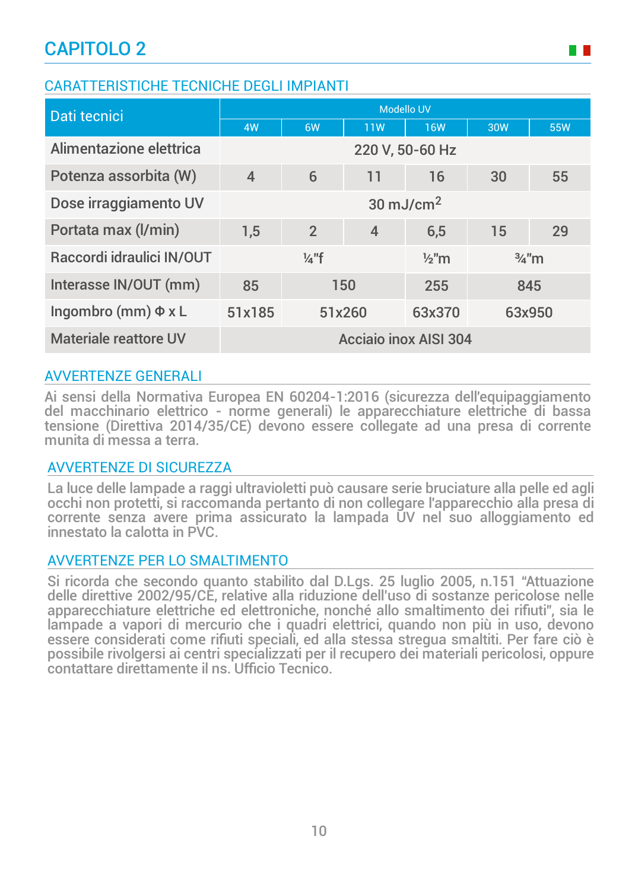# CAPITOLO 2

## CARATTERISTICHE TECNICHE DEGLI IMPIANTI

| Dati tecnici | Modello UV | | | | | |
|---|---|---|---|---|---|---|
| | 4W | 6W | 11W | 16W | 30W | 55W |
| Alimentazione elettrica | 220 V, 50-60 Hz | | | | | |
| Potenza assorbita (W) | 4 | 6 | 11 | 16 | 30 | 55 |
| Dose irraggiamento UV | 30 mJ/cm$^2$ | | | | | |
| Portata max (l/min) | 1,5 | 2 | 4 | 6,5 | 15 | 29 |
| Raccordi idraulici IN/OUT | ¼"f | | | ½"m | ¾"m | |
| Interasse IN/OUT (mm) | 85 | 150 | | 255 | 845 | |
| Ingombro (mm) Φ x L | 51x185 | 51x260 | | 63x370 | 63x950 | |
| Materiale reattore UV | Acciaio inox AISI 304 | | | | | |

## AVVERTENZE GENERALI

Ai sensi della Normativa Europea EN 60204-1:2016 (sicurezza dell'equipaggiamento del macchinario elettrico - norme generali) le apparecchiature elettriche di bassa tensione (Direttiva 2014/35/CE) devono essere collegate ad una presa di corrente munita di messa a terra.

## AVVERTENZE DI SICUREZZA

La luce delle lampade a raggi ultravioletti può causare serie bruciature alla pelle ed agli occhi non protetti, si raccomanda pertanto di non collegare l'apparecchio alla presa di corrente senza avere prima assicurato la lampada UV nel suo alloggiamento ed innestato la calotta in PVC.

## AVVERTENZE PER LO SMALTIMENTO

Si ricorda che secondo quanto stabilito dal D.Lgs. 25 luglio 2005, n.151 "Attuazione delle direttive 2002/95/CE, relative alla riduzione dell'uso di sostanze pericolose nelle apparecchiature elettriche ed elettroniche, nonché allo smaltimento dei rifiuti", sia le lampade a vapori di mercurio che i quadri elettrici, quando non più in uso, devono essere considerati come rifiuti speciali, ed alla stessa stregua smaltiti. Per fare ciò è possibile rivolgersi ai centri specializzati per il recupero dei materiali pericolosi, oppure contattare direttamente il ns. Ufficio Tecnico.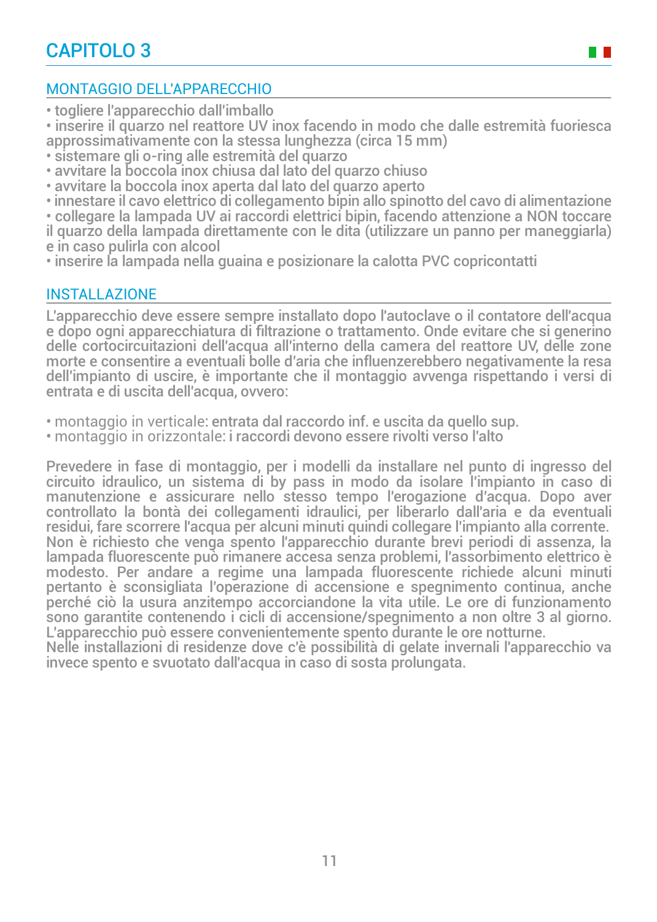# CAPITOLO 3

## MONTAGGIO DELL'APPARECCHIO

- togliere l'apparecchio dall'imballo
- inserire il quarzo nel reattore UV inox facendo in modo che dalle estremità fuoriesca approssimativamente con la stessa lunghezza (circa 15 mm)
- sistemare gli o-ring alle estremità del quarzo
- avvitare la boccola inox chiusa dal lato del quarzo chiuso
- avvitare la boccola inox aperta dal lato del quarzo aperto
- innestare il cavo elettrico di collegamento bipin allo spinotto del cavo di alimentazione
- collegare la lampada UV ai raccordi elettrici bipin, facendo attenzione a NON toccare il quarzo della lampada direttamente con le dita (utilizzare un panno per maneggiarla) e in caso pulirla con alcool
- inserire la lampada nella guaina e posizionare la calotta PVC copricontatti

## INSTALLAZIONE

L'apparecchio deve essere sempre installato dopo l'autoclave o il contatore dell'acqua e dopo ogni apparecchiatura di filtrazione o trattamento. Onde evitare che si generino delle cortocircuitazioni dell'acqua all'interno della camera del reattore UV, delle zone morte e consentire a eventuali bolle d'aria che influenzerebbero negativamente la resa dell'impianto di uscire, è importante che il montaggio avvenga rispettando i versi di entrata e di uscita dell'acqua, ovvero:

- montaggio in verticale: entrata dal raccordo inf. e uscita da quello sup.
- montaggio in orizzontale: i raccordi devono essere rivolti verso l'alto

Prevedere in fase di montaggio, per i modelli da installare nel punto di ingresso del circuito idraulico, un sistema di by pass in modo da isolare l'impianto in caso di manutenzione e assicurare nello stesso tempo l'erogazione d'acqua. Dopo aver controllato la bontà dei collegamenti idraulici, per liberarlo dall'aria e da eventuali residui, fare scorrere l'acqua per alcuni minuti quindi collegare l'impianto alla corrente.
Non è richiesto che venga spento l'apparecchio durante brevi periodi di assenza, la lampada fluorescente può rimanere accesa senza problemi, l'assorbimento elettrico è modesto. Per andare a regime una lampada fluorescente richiede alcuni minuti pertanto è sconsigliata l'operazione di accensione e spegnimento continua, anche perché ciò la usura anzitempo accorciandone la vita utile. Le ore di funzionamento sono garantite contenendo i cicli di accensione/spegnimento a non oltre 3 al giorno.
L'apparecchio può essere convenientemente spento durante le ore notturne.
Nelle installazioni di residenze dove c'è possibilità di gelate invernali l'apparecchio va invece spento e svuotato dall'acqua in caso di sosta prolungata.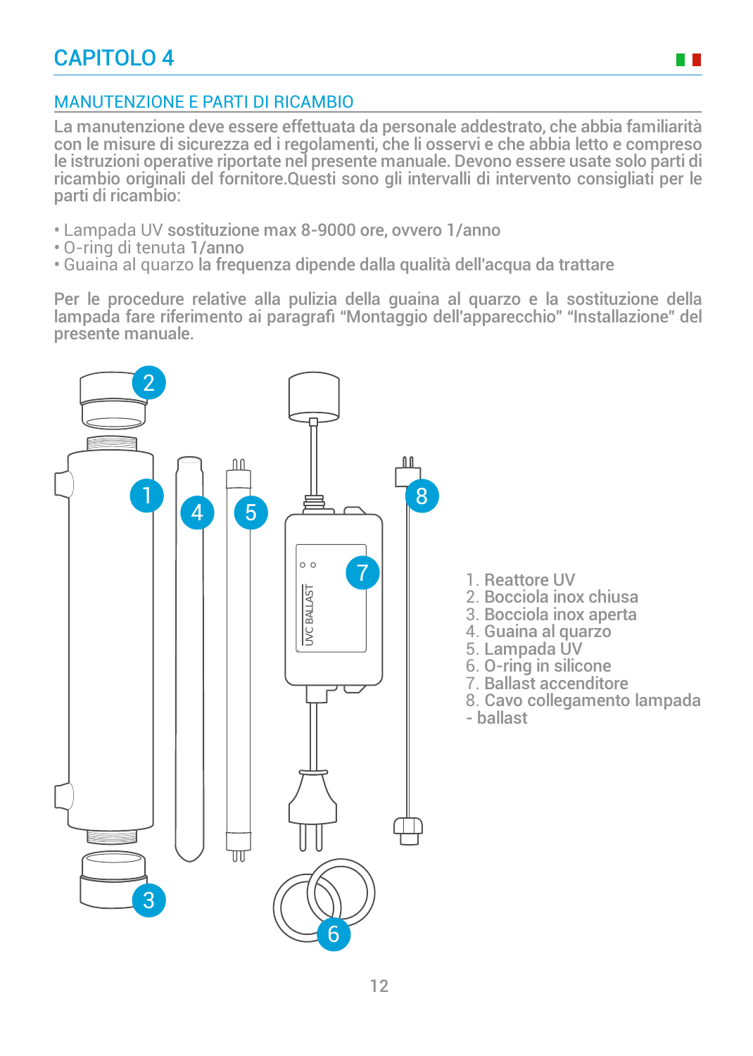# CAPITOLO 4

## MANUTENZIONE E PARTI DI RICAMBIO

La manutenzione deve essere effettuata da personale addestrato, che abbia familiarità con le misure di sicurezza ed i regolamenti, che li osservi e che abbia letto e compreso le istruzioni operative riportate nel presente manuale. Devono essere usate solo parti di ricambio originali del fornitore.Questi sono gli intervalli di intervento consigliati per le parti di ricambio:

- Lampada UV **sostituzione max 8-9000 ore, ovvero 1/anno**
- O-ring di tenuta **1/anno**
- Guaina al quarzo **la frequenza dipende dalla qualità dell'acqua da trattare**

Per le procedure relative alla pulizia della guaina al quarzo e la sostituzione della lampada fare riferimento ai paragrafi "Montaggio dell'apparecchio" "Installazione" del presente manuale.

1. Reattore UV
2. Bocciola inox chiusa
3. Bocciola inox aperta
4. Guaina al quarzo
5. Lampada UV
6. O-ring in silicone
7. Ballast accenditore
8. Cavo collegamento lampada - ballast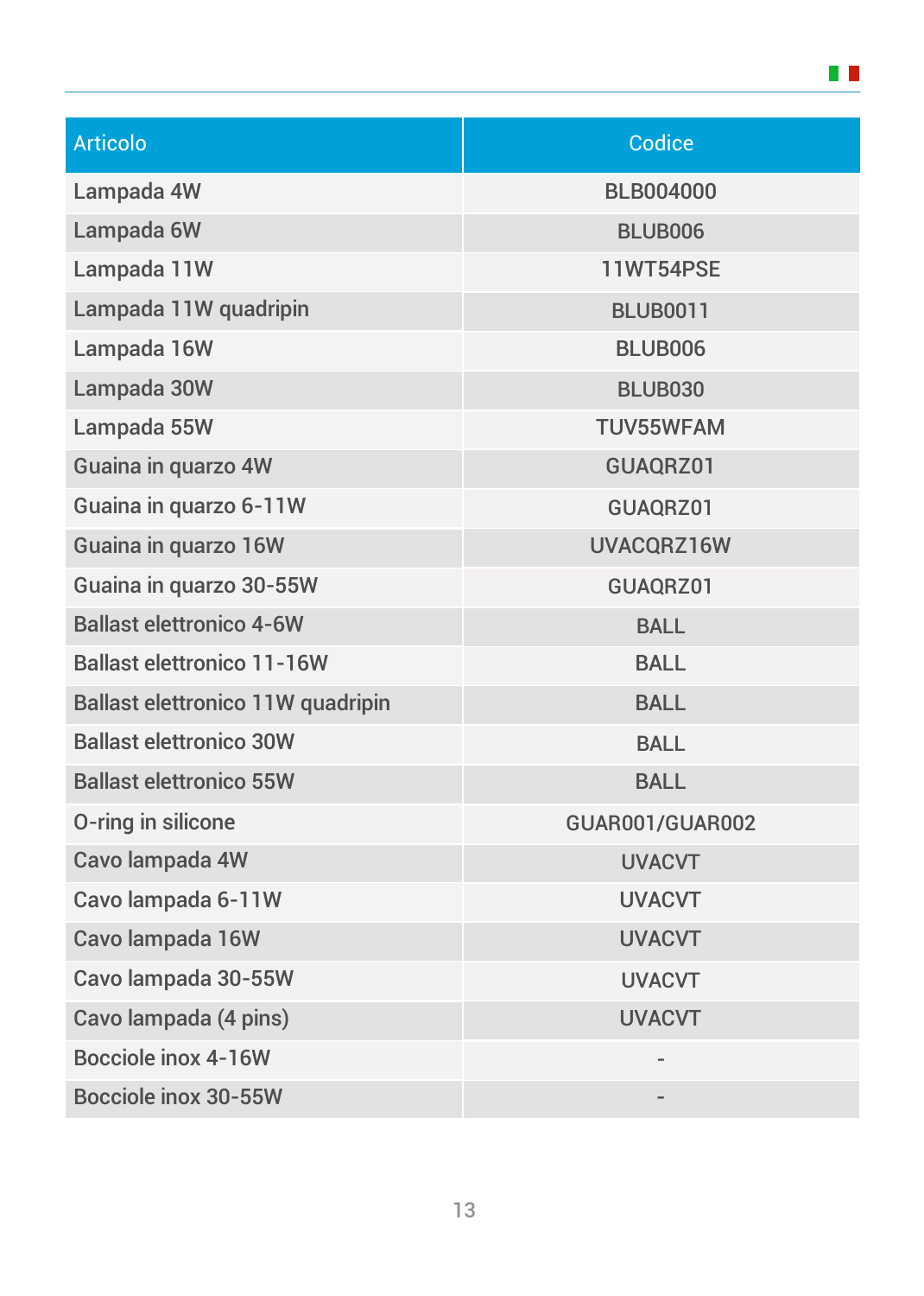| Articolo | Codice |
|---|---|
| Lampada 4W | BLB004000 |
| Lampada 6W | BLUB006 |
| Lampada 11W | 11WT54PSE |
| Lampada 11W quadripin | BLUB0011 |
| Lampada 16W | BLUB006 |
| Lampada 30W | BLUB030 |
| Lampada 55W | TUV55WFAM |
| Guaina in quarzo 4W | GUAQRZ01 |
| Guaina in quarzo 6-11W | GUAQRZ01 |
| Guaina in quarzo 16W | UVACQRZ16W |
| Guaina in quarzo 30-55W | GUAQRZ01 |
| Ballast elettronico 4-6W | BALL |
| Ballast elettronico 11-16W | BALL |
| Ballast elettronico 11W quadripin | BALL |
| Ballast elettronico 30W | BALL |
| Ballast elettronico 55W | BALL |
| O-ring in silicone | GUAR001/GUAR002 |
| Cavo lampada 4W | UVACVT |
| Cavo lampada 6-11W | UVACVT |
| Cavo lampada 16W | UVACVT |
| Cavo lampada 30-55W | UVACVT |
| Cavo lampada (4 pins) | UVACVT |
| Bocciole inox 4-16W | - |
| Bocciole inox 30-55W | - |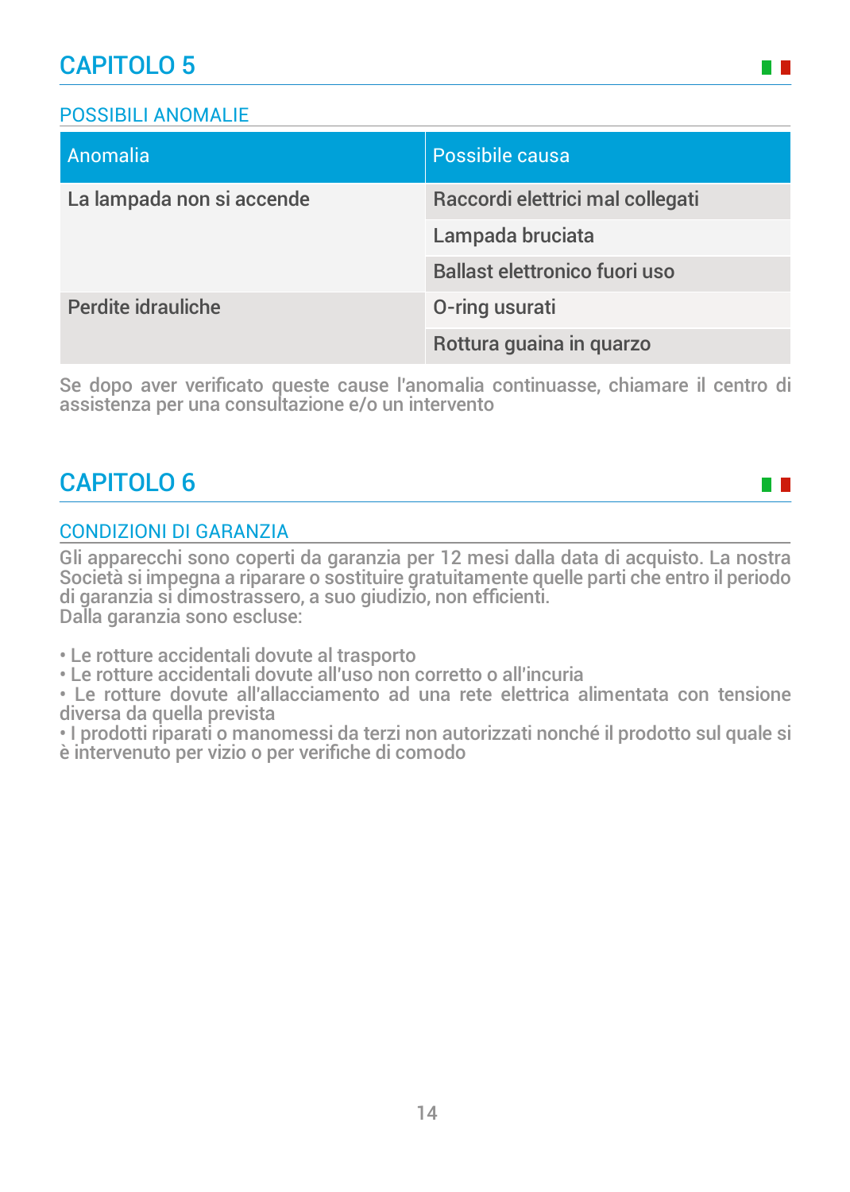# CAPITOLO 5

## POSSIBILI ANOMALIE

| Anomalia | Possibile causa |
|---|---|
| La lampada non si accende | Raccordi elettrici mal collegati |
| | Lampada bruciata |
| | Ballast elettronico fuori uso |
| Perdite idrauliche | O-ring usurati |
| | Rottura guaina in quarzo |

Se dopo aver verificato queste cause l'anomalia continuasse, chiamare il centro di assistenza per una consultazione e/o un intervento

# CAPITOLO 6

## CONDIZIONI DI GARANZIA

Gli apparecchi sono coperti da garanzia per 12 mesi dalla data di acquisto. La nostra Società si impegna a riparare o sostituire gratuitamente quelle parti che entro il periodo di garanzia si dimostrassero, a suo giudizio, non efficienti.
Dalla garanzia sono escluse:

- Le rotture accidentali dovute al trasporto
- Le rotture accidentali dovute all'uso non corretto o all'incuria
- Le rotture dovute all'allacciamento ad una rete elettrica alimentata con tensione diversa da quella prevista
- I prodotti riparati o manomessi da terzi non autorizzati nonché il prodotto sul quale si è intervenuto per vizio o per verifiche di comodo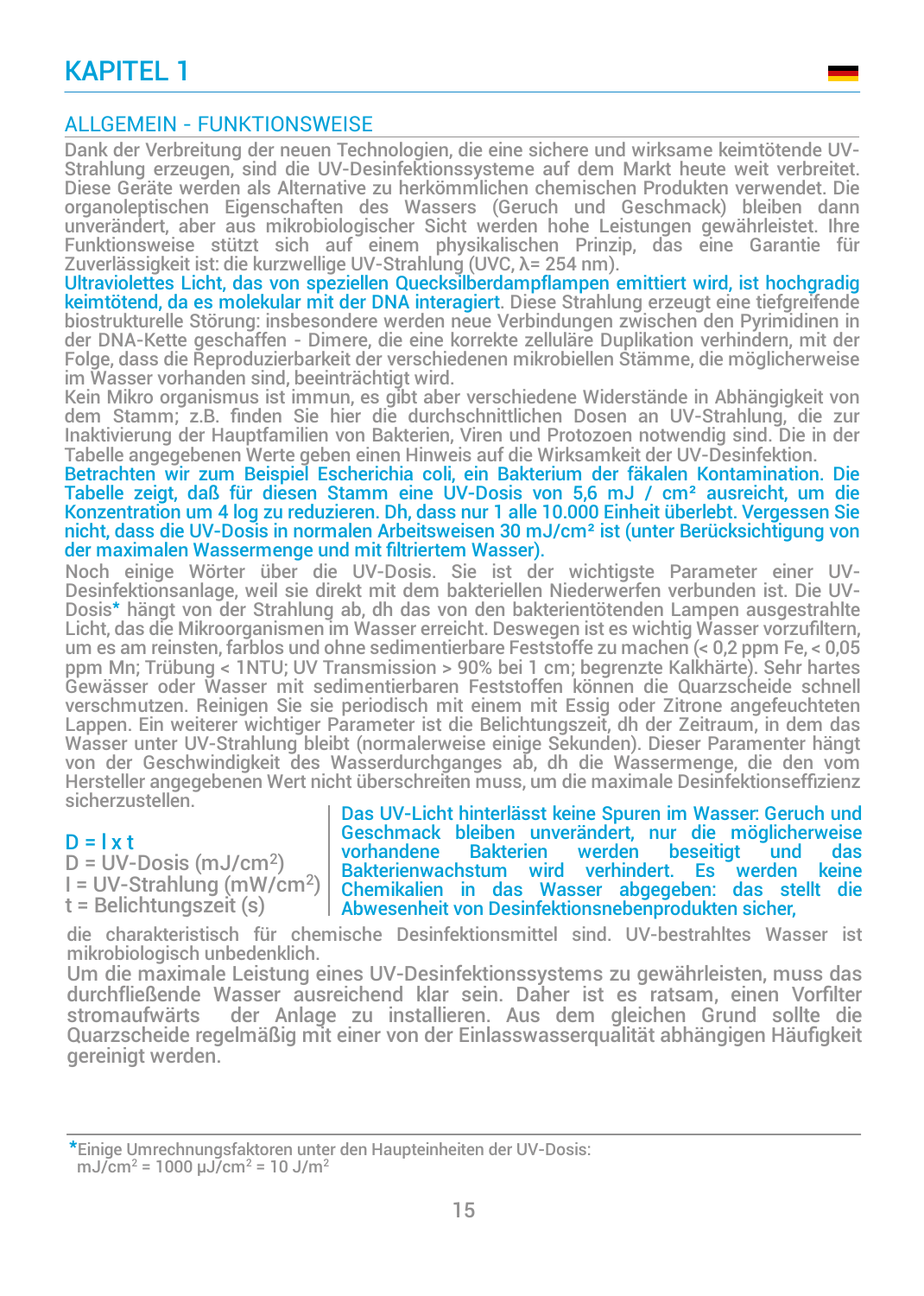# KAPITEL 1

## ALLGEMEIN - FUNKTIONSWEISE

Dank der Verbreitung der neuen Technologien, die eine sichere und wirksame keimtötende UV-Strahlung erzeugen, sind die UV-Desinfektionssysteme auf dem Markt heute weit verbreitet. Diese Geräte werden als Alternative zu herkömmlichen chemischen Produkten verwendet. Die organoleptischen Eigenschaften des Wassers (Geruch und Geschmack) bleiben dann unverändert, aber aus mikrobiologischer Sicht werden hohe Leistungen gewährleistet. Ihre Funktionsweise stützt sich auf einem physikalischen Prinzip, das eine Garantie für Zuverlässigkeit ist: die kurzwellige UV-Strahlung (UVC, λ= 254 nm).

Ultraviolettes Licht, das von speziellen Quecksilberdampflampen emittiert wird, ist hochgradig keimtötend, da es molekular mit der DNA interagiert. Diese Strahlung erzeugt eine tiefgreifende biostrukturelle Störung: insbesondere werden neue Verbindungen zwischen den Pyrimidinen in der DNA-Kette geschaffen - Dimere, die eine korrekte zelluläre Duplikation verhindern, mit der Folge, dass die Reproduzierbarkeit der verschiedenen mikrobiellen Stämme, die möglicherweise im Wasser vorhanden sind, beeinträchtigt wird.

Kein Mikro organismus ist immun, es gibt aber verschiedene Widerstände in Abhängigkeit von dem Stamm; z.B. finden Sie hier die durchschnittlichen Dosen an UV-Strahlung, die zur Inaktivierung der Hauptfamilien von Bakterien, Viren und Protozoen notwendig sind. Die in der Tabelle angegebenen Werte geben einen Hinweis auf die Wirksamkeit der UV-Desinfektion.

Betrachten wir zum Beispiel Escherichia coli, ein Bakterium der fäkalen Kontamination. Die Tabelle zeigt, daß für diesen Stamm eine UV-Dosis von 5,6 mJ / cm² ausreicht, um die Konzentration um 4 log zu reduzieren. Dh, dass nur 1 alle 10.000 Einheit überlebt. Vergessen Sie nicht, dass die UV-Dosis in normalen Arbeitsweisen 30 mJ/cm² ist (unter Berücksichtigung von der maximalen Wassermenge und mit filtriertem Wasser).

Noch einige Wörter über die UV-Dosis. Sie ist der wichtigste Parameter einer UV-Desinfektionsanlage, weil sie direkt mit dem bakteriellen Niederwerfen verbunden ist. Die UV-Dosis* hängt von der Strahlung ab, dh das von den bakterientötenden Lampen ausgestrahlte Licht, das die Mikroorganismen im Wasser erreicht. Deswegen ist es wichtig Wasser vorzufiltern, um es am reinsten, farblos und ohne sedimentierbare Feststoffe zu machen (< 0,2 ppm Fe, < 0,05 ppm Mn; Trübung < 1NTU; UV Transmission > 90% bei 1 cm; begrenzte Kalkhärte). Sehr hartes Gewässer oder Wasser mit sedimentierbaren Feststoffen können die Quarzscheide schnell verschmutzen. Reinigen Sie sie periodisch mit einem mit Essig oder Zitrone angefeuchteten Lappen. Ein weiterer wichtiger Parameter ist die Belichtungszeit, dh der Zeitraum, in dem das Wasser unter UV-Strahlung bleibt (normalerweise einige Sekunden). Dieser Paramenter hängt von der Geschwindigkeit des Wasserdurchganges ab, dh die Wassermenge, die den vom Hersteller angegebenen Wert nicht überschreiten muss, um die maximale Desinfektionseffizienz sicherzustellen.

$D = I \times t$

D = UV-Dosis (mJ/cm$^2$)
I = UV-Strahlung (mW/cm$^2$)
t = Belichtungszeit (s)

Das UV-Licht hinterlässt keine Spuren im Wasser: Geruch und Geschmack bleiben unverändert, nur die möglicherweise vorhandene Bakterien werden beseitigt und das Bakterienwachstum wird verhindert. Es werden keine Chemikalien in das Wasser abgegeben: das stellt die Abwesenheit von Desinfektionsnebenprodukten sicher, die charakteristisch für chemische Desinfektionsmittel sind. UV-bestrahltes Wasser ist mikrobiologisch unbedenklich.

Um die maximale Leistung eines UV-Desinfektionssystems zu gewährleisten, muss das durchfließende Wasser ausreichend klar sein. Daher ist es ratsam, einen Vorfilter stromaufwärts der Anlage zu installieren. Aus dem gleichen Grund sollte die Quarzscheide regelmäßig mit einer von der Einlasswasserqualität abhängigen Häufigkeit gereinigt werden.

---

*Einige Umrechnungsfaktoren unter den Haupteinheiten der UV-Dosis:
mJ/cm$^2$ = 1000 µJ/cm$^2$ = 10 J/m$^2$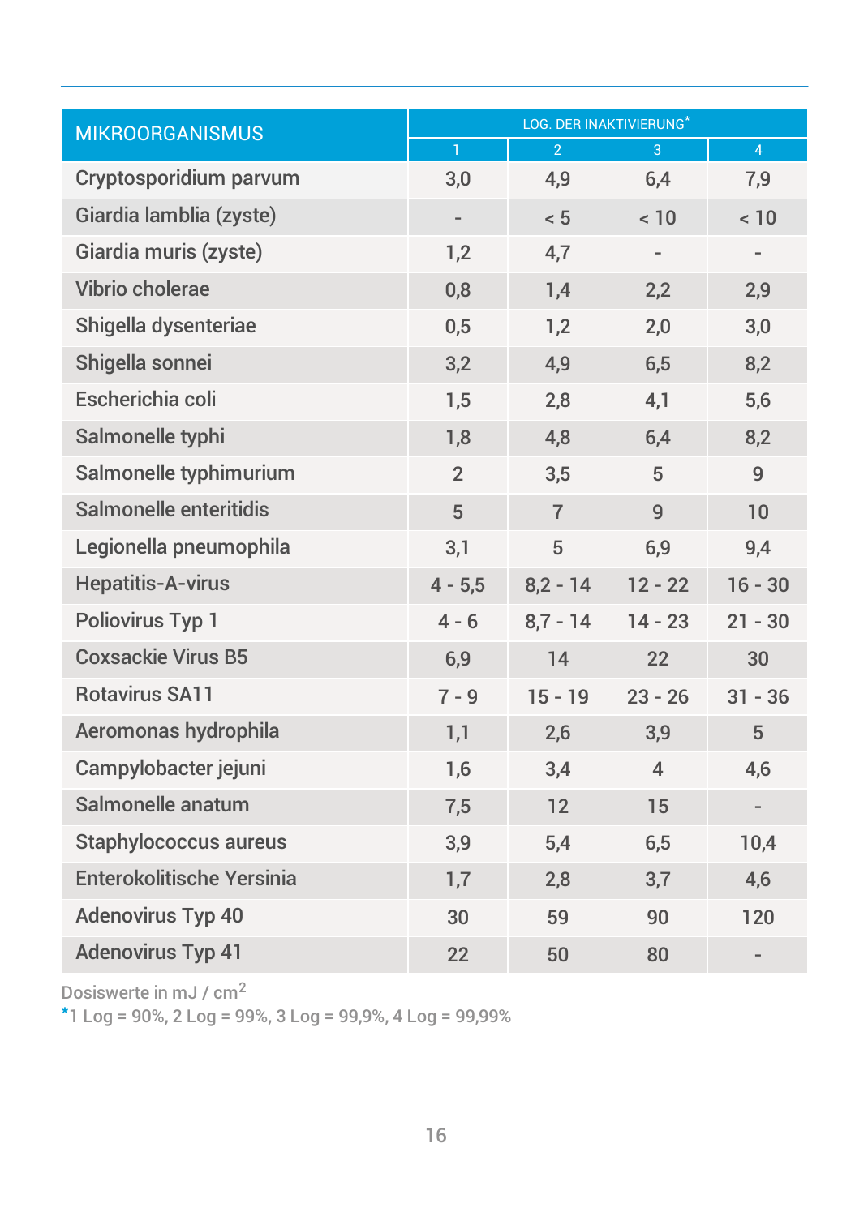| MIKROORGANISMUS | LOG. DER INAKTIVIERUNG* | | | |
|---|---|---|---|---|
| | 1 | 2 | 3 | 4 |
| Cryptosporidium parvum | 3,0 | 4,9 | 6,4 | 7,9 |
| Giardia lamblia (zyste) | - | < 5 | < 10 | < 10 |
| Giardia muris (zyste) | 1,2 | 4,7 | - | - |
| Vibrio cholerae | 0,8 | 1,4 | 2,2 | 2,9 |
| Shigella dysenteriae | 0,5 | 1,2 | 2,0 | 3,0 |
| Shigella sonnei | 3,2 | 4,9 | 6,5 | 8,2 |
| Escherichia coli | 1,5 | 2,8 | 4,1 | 5,6 |
| Salmonelle typhi | 1,8 | 4,8 | 6,4 | 8,2 |
| Salmonelle typhimurium | 2 | 3,5 | 5 | 9 |
| Salmonelle enteritidis | 5 | 7 | 9 | 10 |
| Legionella pneumophila | 3,1 | 5 | 6,9 | 9,4 |
| Hepatitis-A-virus | 4 - 5,5 | 8,2 - 14 | 12 - 22 | 16 - 30 |
| Poliovirus Typ 1 | 4 - 6 | 8,7 - 14 | 14 - 23 | 21 - 30 |
| Coxsackie Virus B5 | 6,9 | 14 | 22 | 30 |
| Rotavirus SA11 | 7 - 9 | 15 - 19 | 23 - 26 | 31 - 36 |
| Aeromonas hydrophila | 1,1 | 2,6 | 3,9 | 5 |
| Campylobacter jejuni | 1,6 | 3,4 | 4 | 4,6 |
| Salmonelle anatum | 7,5 | 12 | 15 | - |
| Staphylococcus aureus | 3,9 | 5,4 | 6,5 | 10,4 |
| Enterokolitische Yersinia | 1,7 | 2,8 | 3,7 | 4,6 |
| Adenovirus Typ 40 | 30 | 59 | 90 | 120 |
| Adenovirus Typ 41 | 22 | 50 | 80 | - |

Dosiswerte in mJ / $cm^2$

*1 Log = 90%, 2 Log = 99%, 3 Log = 99,9%, 4 Log = 99,99%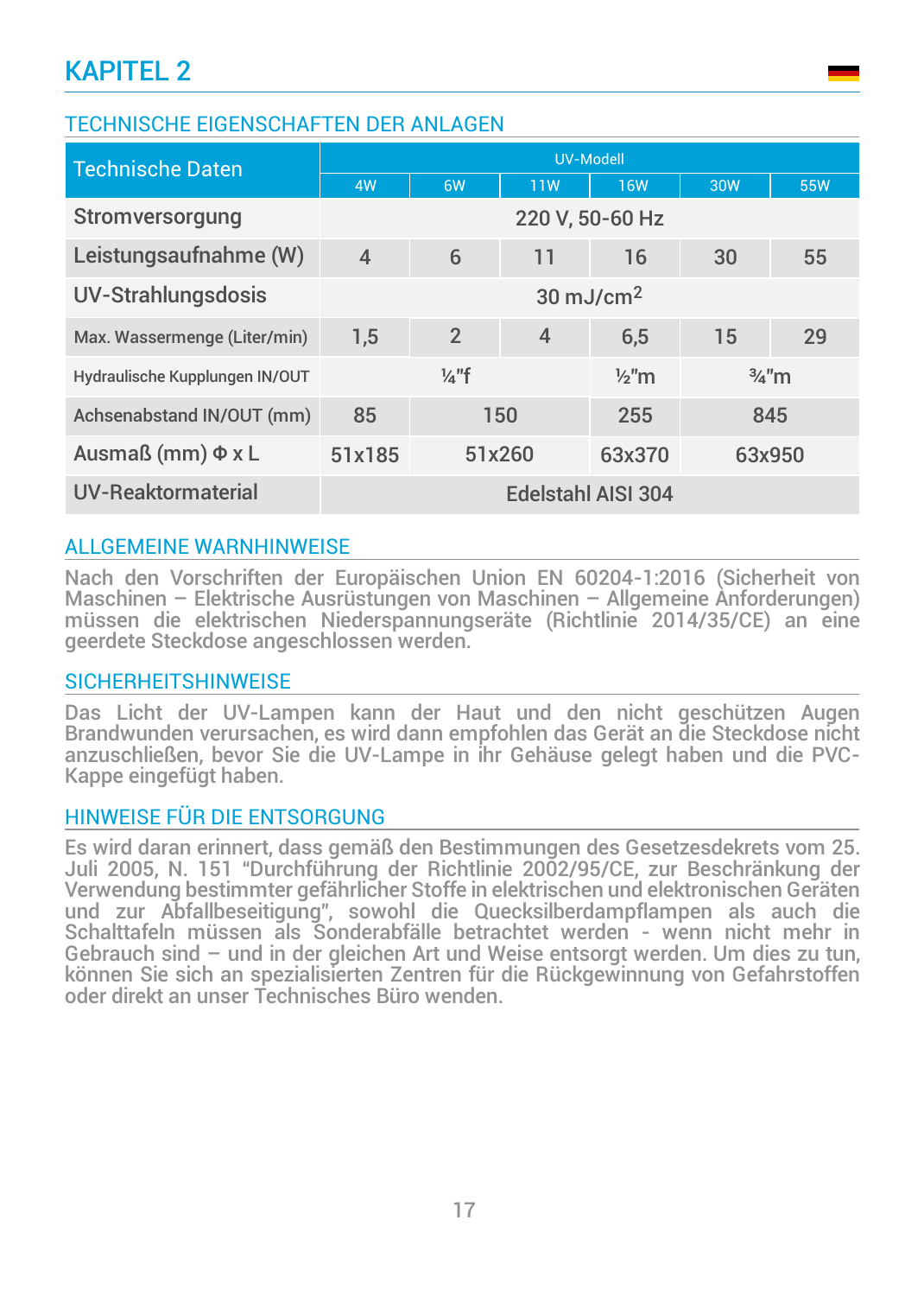# KAPITEL 2

## TECHNISCHE EIGENSCHAFTEN DER ANLAGEN

| Technische Daten | UV-Modell | | | | | |
|---|---|---|---|---|---|---|
| | 4W | 6W | 11W | 16W | 30W | 55W |
| Stromversorgung | 220 V, 50-60 Hz | | | | | |
| Leistungsaufnahme (W) | 4 | 6 | 11 | 16 | 30 | 55 |
| UV-Strahlungsdosis | 30 mJ/cm$^2$ | | | | | |
| Max. Wassermenge (Liter/min) | 1,5 | 2 | 4 | 6,5 | 15 | 29 |
| Hydraulische Kupplungen IN/OUT | ¼"f | | | ½"m | ¾"m | |
| Achsenabstand IN/OUT (mm) | 85 | 150 | | 255 | 845 | |
| Ausmaß (mm) Φ x L | 51x185 | 51x260 | | 63x370 | 63x950 | |
| UV-Reaktormaterial | Edelstahl AISI 304 | | | | | |

## ALLGEMEINE WARNHINWEISE

Nach den Vorschriften der Europäischen Union EN 60204-1:2016 (Sicherheit von Maschinen – Elektrische Ausrüstungen von Maschinen – Allgemeine Anforderungen) müssen die elektrischen Niederspannungseräte (Richtlinie 2014/35/CE) an eine geerdete Steckdose angeschlossen werden.

## SICHERHEITSHINWEISE

Das Licht der UV-Lampen kann der Haut und den nicht geschützen Augen Brandwunden verursachen, es wird dann empfohlen das Gerät an die Steckdose nicht anzuschließen, bevor Sie die UV-Lampe in ihr Gehäuse gelegt haben und die PVC-Kappe eingefügt haben.

## HINWEISE FÜR DIE ENTSORGUNG

Es wird daran erinnert, dass gemäß den Bestimmungen des Gesetzesdekrets vom 25. Juli 2005, N. 151 "Durchführung der Richtlinie 2002/95/CE, zur Beschränkung der Verwendung bestimmter gefährlicher Stoffe in elektrischen und elektronischen Geräten und zur Abfallbeseitigung", sowohl die Quecksilberdampflampen als auch die Schalttafeln müssen als Sonderabfälle betrachtet werden - wenn nicht mehr in Gebrauch sind – und in der gleichen Art und Weise entsorgt werden. Um dies zu tun, können Sie sich an spezialisierten Zentren für die Rückgewinnung von Gefahrstoffen oder direkt an unser Technisches Büro wenden.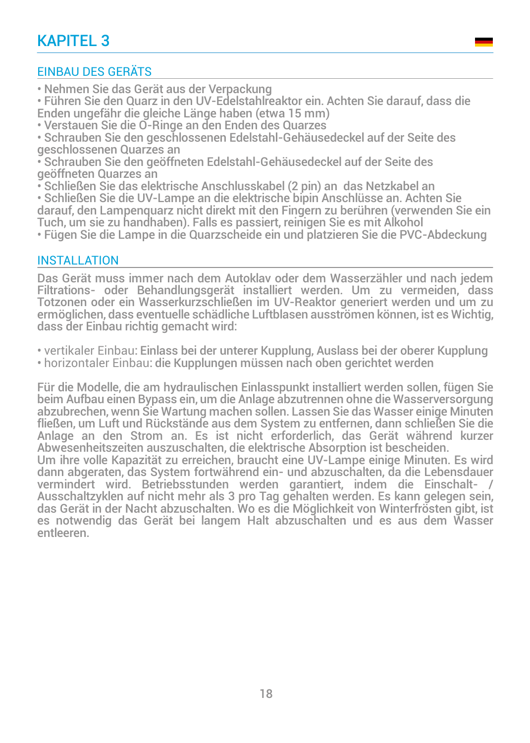# KAPITEL 3

## EINBAU DES GERÄTS

- Nehmen Sie das Gerät aus der Verpackung
- Führen Sie den Quarz in den UV-Edelstahlreaktor ein. Achten Sie darauf, dass die Enden ungefähr die gleiche Länge haben (etwa 15 mm)
- Verstauen Sie die O-Ringe an den Enden des Quarzes
- Schrauben Sie den geschlossenen Edelstahl-Gehäusedeckel auf der Seite des geschlossenen Quarzes an
- Schrauben Sie den geöffneten Edelstahl-Gehäusedeckel auf der Seite des geöffneten Quarzes an
- Schließen Sie das elektrische Anschlusskabel (2 pin) an das Netzkabel an
- Schließen Sie die UV-Lampe an die elektrische bipin Anschlüsse an. Achten Sie darauf, den Lampenquarz nicht direkt mit den Fingern zu berühren (verwenden Sie ein Tuch, um sie zu handhaben). Falls es passiert, reinigen Sie es mit Alkohol
- Fügen Sie die Lampe in die Quarzscheide ein und platzieren Sie die PVC-Abdeckung

## INSTALLATION

Das Gerät muss immer nach dem Autoklav oder dem Wasserzähler und nach jedem Filtrations- oder Behandlungsgerät installiert werden. Um zu vermeiden, dass Totzonen oder ein Wasserkurzschließen im UV-Reaktor generiert werden und um zu ermöglichen, dass eventuelle schädliche Luftblasen ausströmen können, ist es Wichtig, dass der Einbau richtig gemacht wird:

- vertikaler Einbau: **Einlass bei der unterer Kupplung, Auslass bei der oberer Kupplung**
- horizontaler Einbau: **die Kupplungen müssen nach oben gerichtet werden**

Für die Modelle, die am hydraulischen Einlasspunkt installiert werden sollen, fügen Sie beim Aufbau einen Bypass ein, um die Anlage abzutrennen ohne die Wasserversorgung abzubrechen, wenn Sie Wartung machen sollen. Lassen Sie das Wasser einige Minuten fließen, um Luft und Rückstände aus dem System zu entfernen, dann schließen Sie die Anlage an den Strom an. Es ist nicht erforderlich, das Gerät während kurzer Abwesenheitszeiten auszuschalten, die elektrische Absorption ist bescheiden.
Um ihre volle Kapazität zu erreichen, braucht eine UV-Lampe einige Minuten. Es wird dann abgeraten, das System fortwährend ein- und abzuschalten, da die Lebensdauer vermindert wird. Betriebsstunden werden garantiert, indem die Einschalt- / Ausschaltzyklen auf nicht mehr als 3 pro Tag gehalten werden. Es kann gelegen sein, das Gerät in der Nacht abzuschalten. Wo es die Möglichkeit von Winterfrösten gibt, ist es notwendig das Gerät bei langem Halt abzuschalten und es aus dem Wasser entleeren.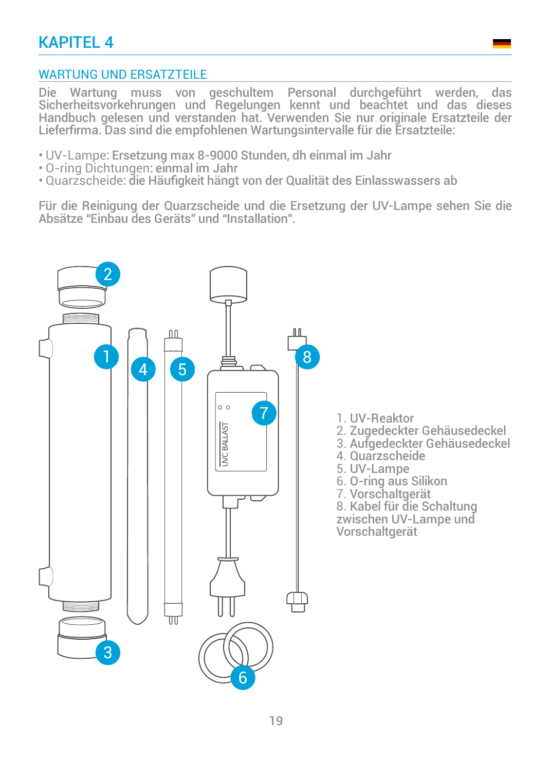# KAPITEL 4

## WARTUNG UND ERSATZTEILE

Die Wartung muss von geschultem Personal durchgeführt werden, das Sicherheitsvorkehrungen und Regelungen kennt und beachtet und das dieses Handbuch gelesen und verstanden hat. Verwenden Sie nur originale Ersatzteile der Lieferfirma. Das sind die empfohlenen Wartungsintervalle für die Ersatzteile:

- UV-Lampe: Ersetzung max 8-9000 Stunden, dh einmal im Jahr
- O-ring Dichtungen: einmal im Jahr
- Quarzscheide: die Häufigkeit hängt von der Qualität des Einlasswassers ab

Für die Reinigung der Quarzscheide und die Ersetzung der UV-Lampe sehen Sie die Absätze “Einbau des Geräts” und “Installation”.

1. UV-Reaktor
2. Zugedeckter Gehäusedeckel
3. Aufgedeckter Gehäusedeckel
4. Quarzscheide
5. UV-Lampe
6. O-ring aus Silikon
7. Vorschaltgerät
8. Kabel für die Schaltung zwischen UV-Lampe und Vorschaltgerät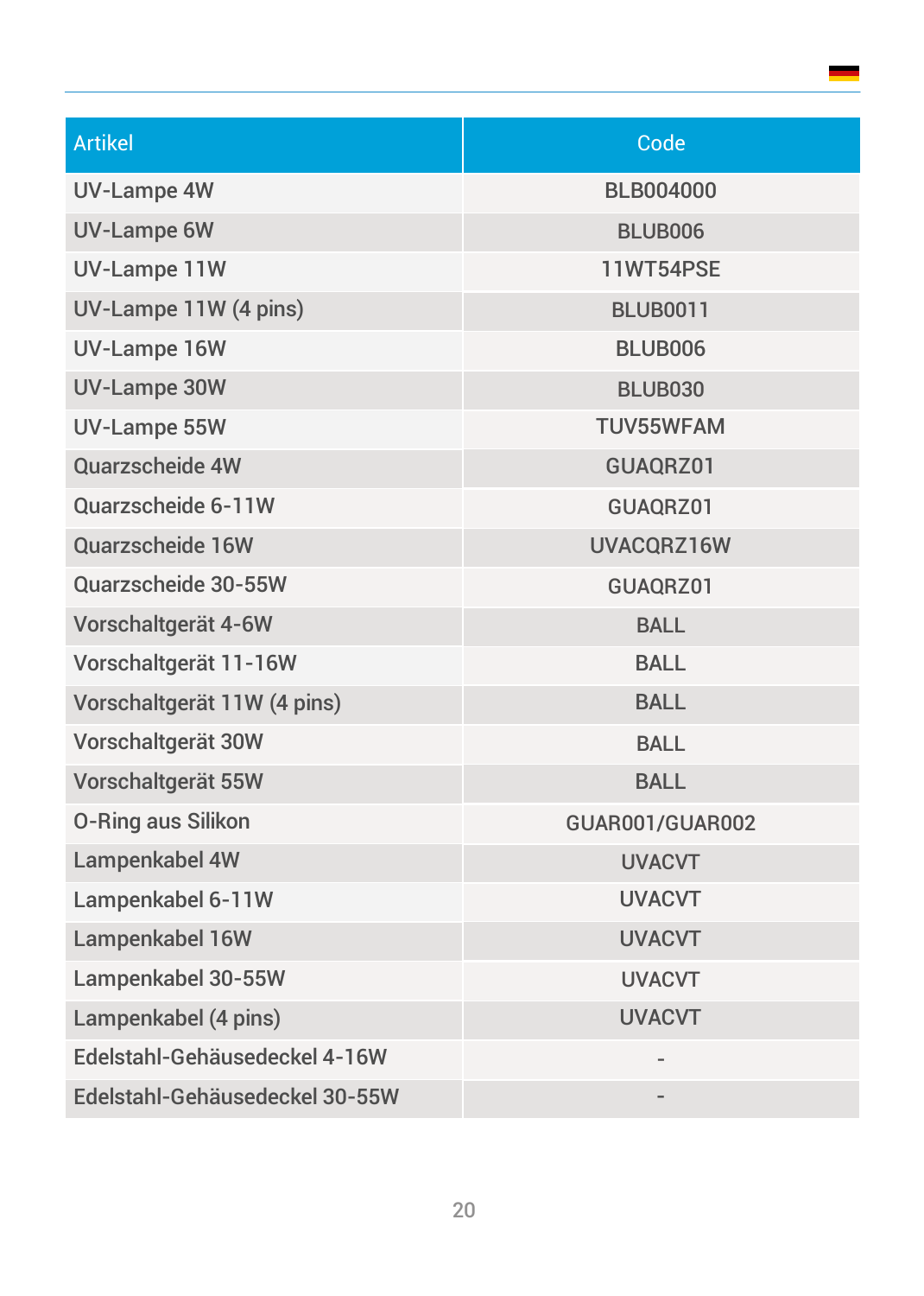| Artikel | Code |
|---|---|
| UV-Lampe 4W | BLB004000 |
| UV-Lampe 6W | BLUB006 |
| UV-Lampe 11W | 11WT54PSE |
| UV-Lampe 11W (4 pins) | BLUB0011 |
| UV-Lampe 16W | BLUB006 |
| UV-Lampe 30W | BLUB030 |
| UV-Lampe 55W | TUV55WFAM |
| Quarzscheide 4W | GUAQRZ01 |
| Quarzscheide 6-11W | GUAQRZ01 |
| Quarzscheide 16W | UVACQRZ16W |
| Quarzscheide 30-55W | GUAQRZ01 |
| Vorschaltgerät 4-6W | BALL |
| Vorschaltgerät 11-16W | BALL |
| Vorschaltgerät 11W (4 pins) | BALL |
| Vorschaltgerät 30W | BALL |
| Vorschaltgerät 55W | BALL |
| O-Ring aus Silikon | GUAR001/GUAR002 |
| Lampenkabel 4W | UVACVT |
| Lampenkabel 6-11W | UVACVT |
| Lampenkabel 16W | UVACVT |
| Lampenkabel 30-55W | UVACVT |
| Lampenkabel (4 pins) | UVACVT |
| Edelstahl-Gehäusedeckel 4-16W | - |
| Edelstahl-Gehäusedeckel 30-55W | - |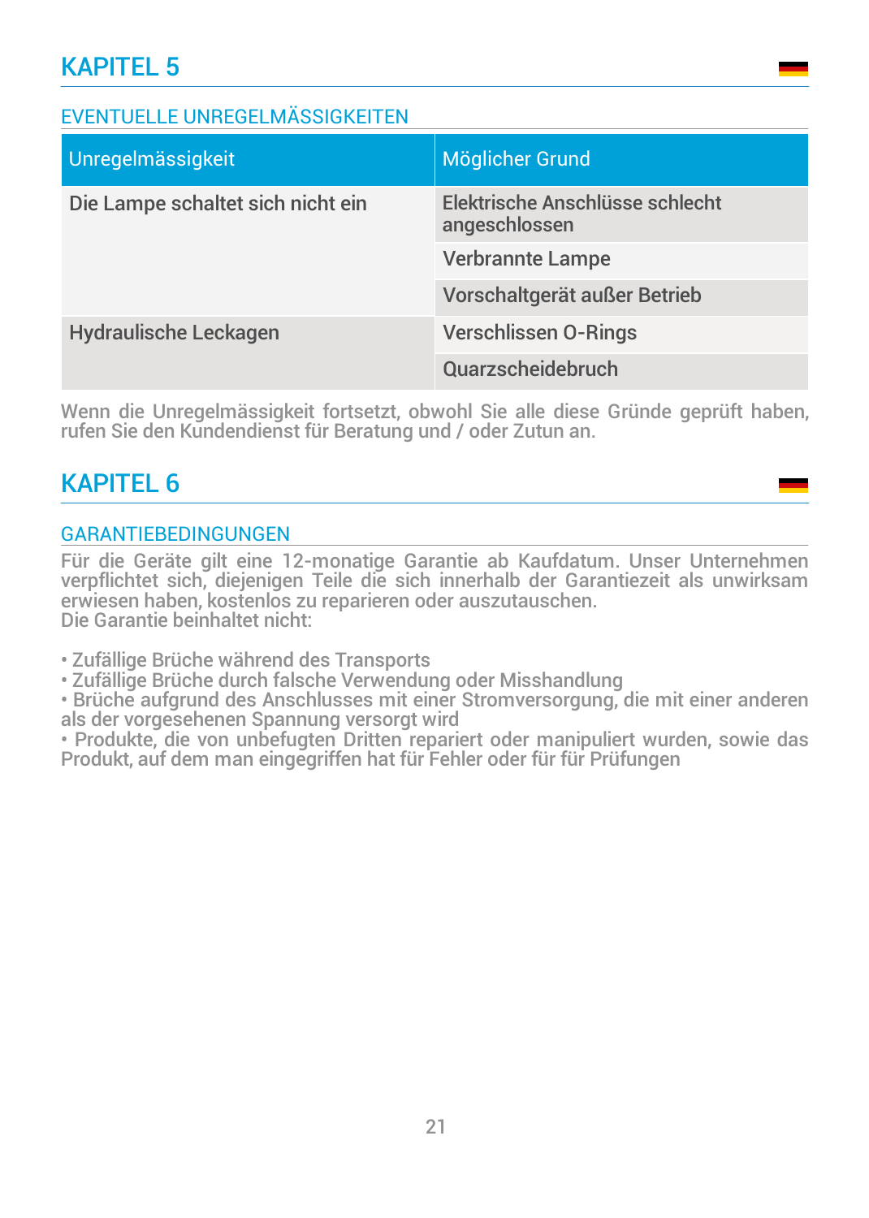# KAPITEL 5

## EVENTUELLE UNREGELMÄSSIGKEITEN

| Unregelmässigkeit | Möglicher Grund |
|---|---|
| Die Lampe schaltet sich nicht ein | Elektrische Anschlüsse schlecht angeschlossen |
| | Verbrannte Lampe |
| | Vorschaltgerät außer Betrieb |
| Hydraulische Leckagen | Verschlissen O-Rings |
| | Quarzscheidebruch |

Wenn die Unregelmässigkeit fortsetzt, obwohl Sie alle diese Gründe geprüft haben, rufen Sie den Kundendienst für Beratung und / oder Zutun an.

# KAPITEL 6

## GARANTIEBEDINGUNGEN

Für die Geräte gilt eine 12-monatige Garantie ab Kaufdatum. Unser Unternehmen verpflichtet sich, diejenigen Teile die sich innerhalb der Garantiezeit als unwirksam erwiesen haben, kostenlos zu reparieren oder auszutauschen.
Die Garantie beinhaltet nicht:

- Zufällige Brüche während des Transports
- Zufällige Brüche durch falsche Verwendung oder Misshandlung
- Brüche aufgrund des Anschlusses mit einer Stromversorgung, die mit einer anderen als der vorgesehenen Spannung versorgt wird
- Produkte, die von unbefugten Dritten repariert oder manipuliert wurden, sowie das Produkt, auf dem man eingegriffen hat für Fehler oder für für Prüfungen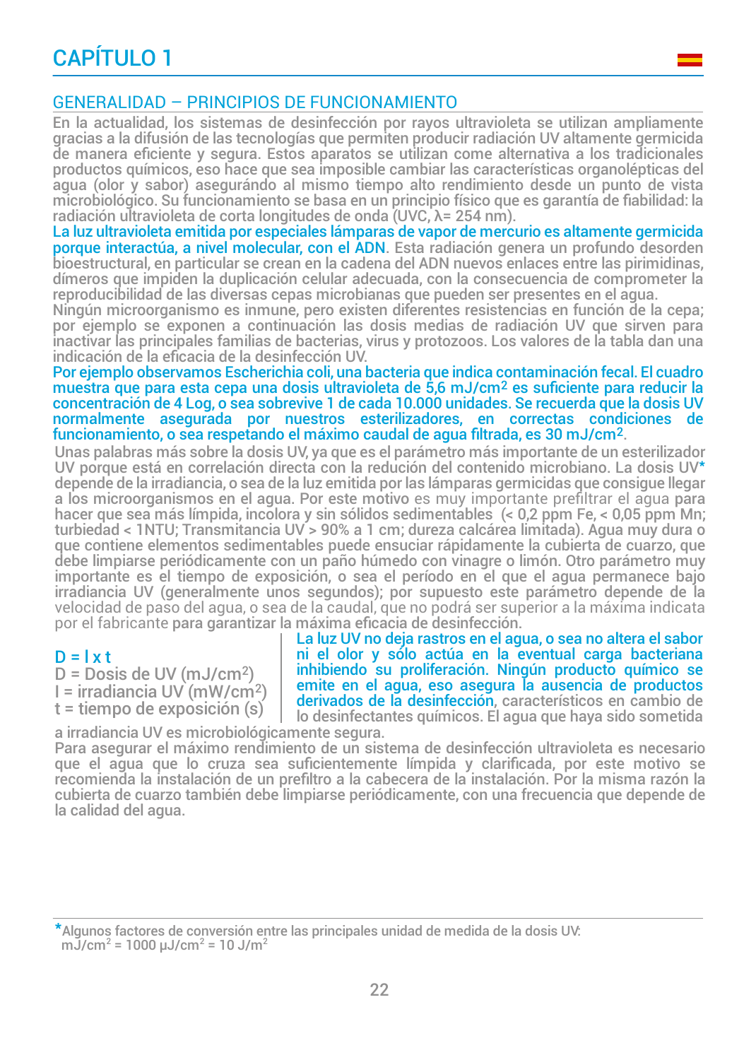# CAPÍTULO 1

## GENERALIDAD – PRINCIPIOS DE FUNCIONAMIENTO

En la actualidad, los sistemas de desinfección por rayos ultravioleta se utilizan ampliamente gracias a la difusión de las tecnologías que permiten producir radiación UV altamente germicida de manera eficiente y segura. Estos aparatos se utilizan come alternativa a los tradicionales productos químicos, eso hace que sea imposible cambiar las características organolépticas del agua (olor y sabor) asegurándo al mismo tiempo alto rendimiento desde un punto de vista microbiológico. Su funcionamiento se basa en un principio físico que es garantía de fiabilidad: la radiación ultravioleta de corta longitudes de onda (UVC, $\lambda$= 254 nm).

La luz ultravioleta emitida por especiales lámparas de vapor de mercurio es altamente germicida porque interactúa, a nivel molecular, con el ADN. Esta radiación genera un profundo desorden bioestructural, en particular se crean en la cadena del ADN nuevos enlaces entre las pirimidinas, dímeros que impiden la duplicación celular adecuada, con la consecuencia de comprometer la reproducibilidad de las diversas cepas microbianas que pueden ser presentes en el agua.

Ningún microorganismo es inmune, pero existen diferentes resistencias en función de la cepa; por ejemplo se exponen a continuación las dosis medias de radiación UV que sirven para inactivar las principales familias de bacterias, virus y protozoos. Los valores de la tabla dan una indicación de la eficacia de la desinfección UV.

Por ejemplo observamos Escherichia coli, una bacteria que indica contaminación fecal. El cuadro muestra que para esta cepa una dosis ultravioleta de 5,6 $mJ/cm^2$ es suficiente para reducir la concentración de 4 Log, o sea sobrevive 1 de cada 10.000 unidades. Se recuerda que la dosis UV normalmente asegurada por nuestros esterilizadores, en correctas condiciones de funcionamiento, o sea respetando el máximo caudal de agua filtrada, es 30 $mJ/cm^2$.

Unas palabras más sobre la dosis UV, ya que es el parámetro más importante de un esterilizador UV porque está en correlación directa con la redución del contenido microbiano. La dosis UV* depende de la irradiancia, o sea de la luz emitida por las lámparas germicidas que consigue llegar a los microorganismos en el agua. Por este motivo es muy importante prefiltrar el agua para hacer que sea más límpida, incolora y sin sólidos sedimentables (< 0,2 ppm Fe, < 0,05 ppm Mn; turbiedad < 1NTU; Transmitancia UV > 90% a 1 cm; dureza calcárea limitada). Agua muy dura o que contiene elementos sedimentables puede ensuciar rápidamente la cubierta de cuarzo, que debe limpiarse periódicamente con un paño húmedo con vinagre o limón. Otro parámetro muy importante es el tiempo de exposición, o sea el período en el que el agua permanece bajo irradiancia UV (generalmente unos segundos); por supuesto este parámetro depende de la velocidad de paso del agua, o sea de la caudal, que no podrá ser superior a la máxima indicata por el fabricante para garantizar la máxima eficacia de desinfección.

$$D = I \times t$$

D = Dosis de UV ($mJ/cm^2$)
I = irradiancia UV ($mW/cm^2$)
t = tiempo de exposición (s)

La luz UV no deja rastros en el agua, o sea no altera el sabor ni el olor y sólo actúa en la eventual carga bacteriana inhibiendo su proliferación. Ningún producto químico se emite en el agua, eso asegura la ausencia de productos derivados de la desinfección, característicos en cambio de lo desinfectantes químicos. El agua que haya sido sometida a irradiancia UV es microbiológicamente segura.

Para asegurar el máximo rendimiento de un sistema de desinfección ultravioleta es necesario que el agua que lo cruza sea suficientemente límpida y clarificada, por este motivo se recomienda la instalación de un prefiltro a la cabecera de la instalación. Por la misma razón la cubierta de cuarzo también debe limpiarse periódicamente, con una frecuencia que depende de la calidad del agua.

*Algunos factores de conversión entre las principales unidad de medida de la dosis UV:
$mJ/cm^2 = 1000\ \mu J/cm^2 = 10\ J/m^2$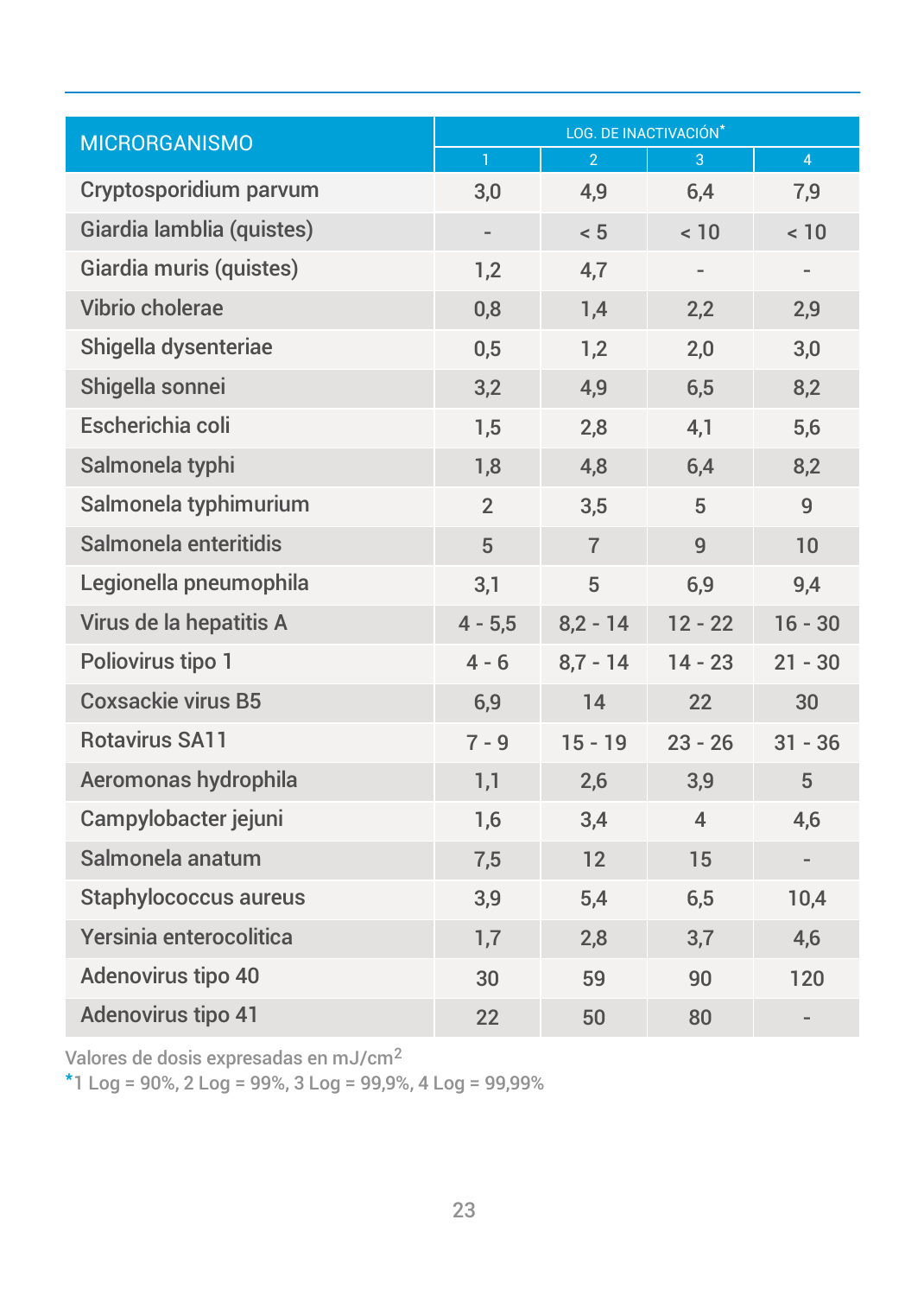| MICRORGANISMO | LOG. DE INACTIVACIÓN* | | | |
|---|---|---|---|---|
| | 1 | 2 | 3 | 4 |
| Cryptosporidium parvum | 3,0 | 4,9 | 6,4 | 7,9 |
| Giardia lamblia (quistes) | - | < 5 | < 10 | < 10 |
| Giardia muris (quistes) | 1,2 | 4,7 | - | - |
| Vibrio cholerae | 0,8 | 1,4 | 2,2 | 2,9 |
| Shigella dysenteriae | 0,5 | 1,2 | 2,0 | 3,0 |
| Shigella sonnei | 3,2 | 4,9 | 6,5 | 8,2 |
| Escherichia coli | 1,5 | 2,8 | 4,1 | 5,6 |
| Salmonela typhi | 1,8 | 4,8 | 6,4 | 8,2 |
| Salmonela typhimurium | 2 | 3,5 | 5 | 9 |
| Salmonela enteritidis | 5 | 7 | 9 | 10 |
| Legionella pneumophila | 3,1 | 5 | 6,9 | 9,4 |
| Virus de la hepatitis A | 4 - 5,5 | 8,2 - 14 | 12 - 22 | 16 - 30 |
| Poliovirus tipo 1 | 4 - 6 | 8,7 - 14 | 14 - 23 | 21 - 30 |
| Coxsackie virus B5 | 6,9 | 14 | 22 | 30 |
| Rotavirus SA11 | 7 - 9 | 15 - 19 | 23 - 26 | 31 - 36 |
| Aeromonas hydrophila | 1,1 | 2,6 | 3,9 | 5 |
| Campylobacter jejuni | 1,6 | 3,4 | 4 | 4,6 |
| Salmonela anatum | 7,5 | 12 | 15 | - |
| Staphylococcus aureus | 3,9 | 5,4 | 6,5 | 10,4 |
| Yersinia enterocolitica | 1,7 | 2,8 | 3,7 | 4,6 |
| Adenovirus tipo 40 | 30 | 59 | 90 | 120 |
| Adenovirus tipo 41 | 22 | 50 | 80 | - |

Valores de dosis expresadas en $mJ/cm^2$

*1 Log = 90%, 2 Log = 99%, 3 Log = 99,9%, 4 Log = 99,99%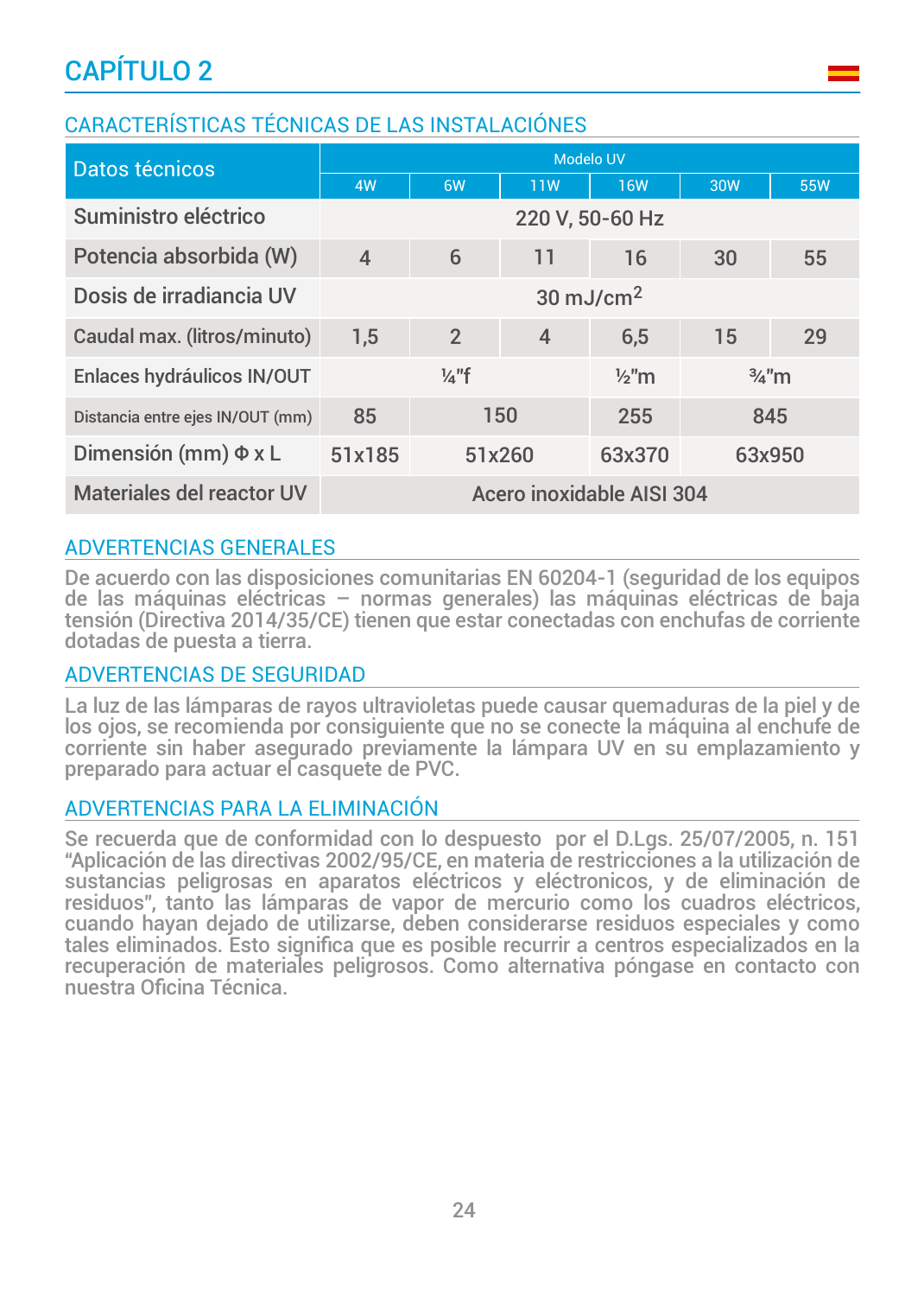# CAPÍTULO 2

## CARACTERÍSTICAS TÉCNICAS DE LAS INSTALACIÓNES

| Datos técnicos | Modelo UV | | | | | |
|---|---|---|---|---|---|---|
| | 4W | 6W | 11W | 16W | 30W | 55W |
| Suministro eléctrico | 220 V, 50-60 Hz | | | | | |
| Potencia absorbida (W) | 4 | 6 | 11 | 16 | 30 | 55 |
| Dosis de irradiancia UV | 30 mJ/cm$^2$ | | | | | |
| Caudal max. (litros/minuto) | 1,5 | 2 | 4 | 6,5 | 15 | 29 |
| Enlaces hydráulicos IN/OUT | ¼"f | | | ½"m | ¾"m | |
| Distancia entre ejes IN/OUT (mm) | 85 | 150 | | 255 | 845 | |
| Dimensión (mm) Φ x L | 51x185 | 51x260 | | 63x370 | 63x950 | |
| Materiales del reactor UV | Acero inoxidable AISI 304 | | | | | |

## ADVERTENCIAS GENERALES

De acuerdo con las disposiciones comunitarias EN 60204-1 (seguridad de los equipos de las máquinas eléctricas – normas generales) las máquinas eléctricas de baja tensión (Directiva 2014/35/CE) tienen que estar conectadas con enchufas de corriente dotadas de puesta a tierra.

## ADVERTENCIAS DE SEGURIDAD

La luz de las lámparas de rayos ultravioletas puede causar quemaduras de la piel y de los ojos, se recomienda por consiguiente que no se conecte la máquina al enchufe de corriente sin haber asegurado previamente la lámpara UV en su emplazamiento y preparado para actuar el casquete de PVC.

## ADVERTENCIAS PARA LA ELIMINACIÓN

Se recuerda que de conformidad con lo despuesto por el D.Lgs. 25/07/2005, n. 151 "Aplicación de las directivas 2002/95/CE, en materia de restricciones a la utilización de sustancias peligrosas en aparatos eléctricos y eléctronicos, y de eliminación de residuos", tanto las lámparas de vapor de mercurio como los cuadros eléctricos, cuando hayan dejado de utilizarse, deben considerarse residuos especiales y como tales eliminados. Esto significa que es posible recurrir a centros especializados en la recuperación de materiales peligrosos. Como alternativa póngase en contacto con nuestra Oficina Técnica.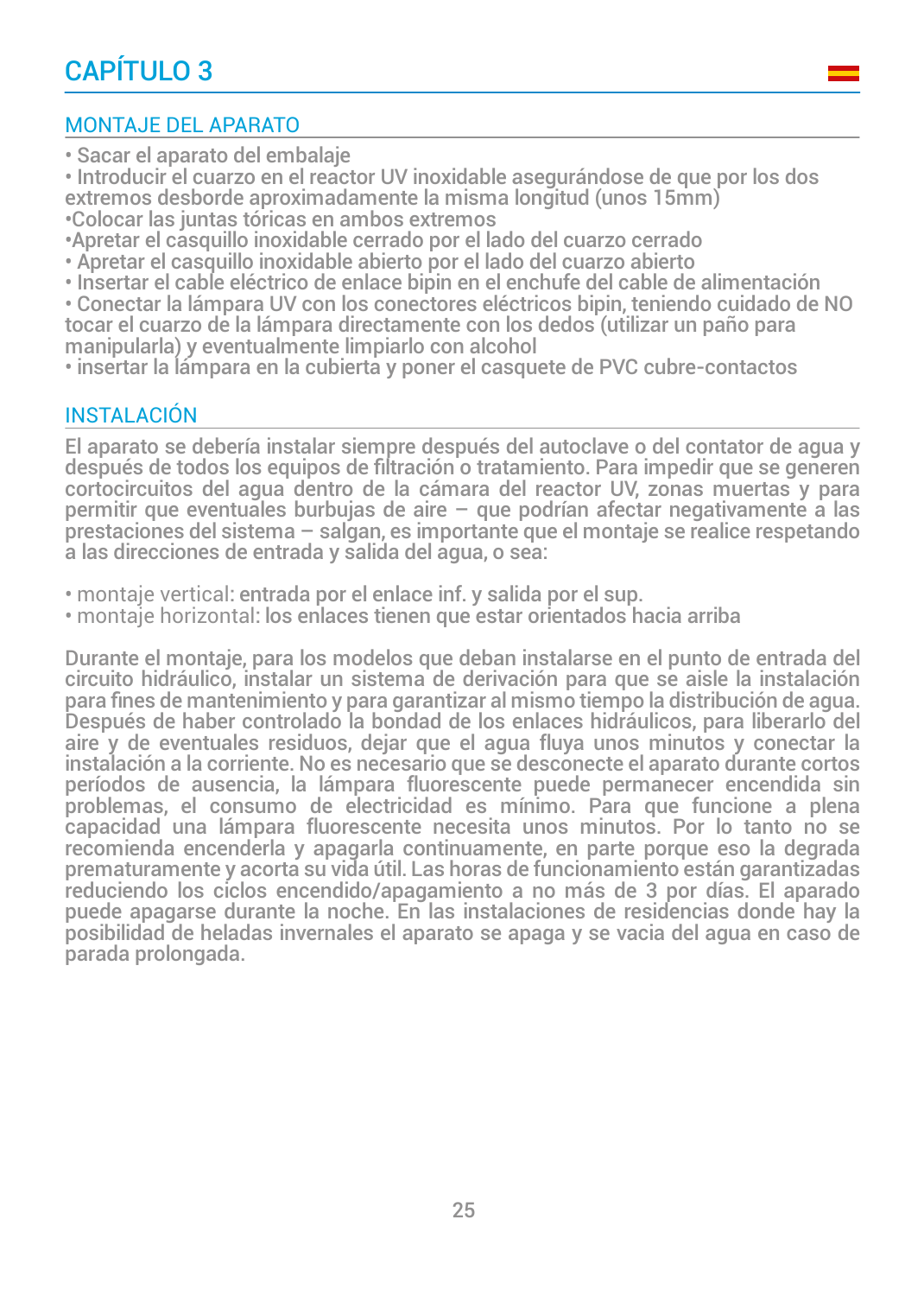# CAPÍTULO 3

## MONTAJE DEL APARATO

- Sacar el aparato del embalaje
- Introducir el cuarzo en el reactor UV inoxidable asegurándose de que por los dos extremos desborde aproximadamente la misma longitud (unos 15mm)
- Colocar las juntas tóricas en ambos extremos
- Apretar el casquillo inoxidable cerrado por el lado del cuarzo cerrado
- Apretar el casquillo inoxidable abierto por el lado del cuarzo abierto
- Insertar el cable eléctrico de enlace bipin en el enchufe del cable de alimentación
- Conectar la lámpara UV con los conectores eléctricos bipin, teniendo cuidado de NO tocar el cuarzo de la lámpara directamente con los dedos (utilizar un paño para manipularla) y eventualmente limpiarlo con alcohol
- insertar la lámpara en la cubierta y poner el casquete de PVC cubre-contactos

## INSTALACIÓN

El aparato se debería instalar siempre después del autoclave o del contator de agua y después de todos los equipos de filtración o tratamiento. Para impedir que se generen cortocircuitos del agua dentro de la cámara del reactor UV, zonas muertas y para permitir que eventuales burbujas de aire – que podrían afectar negativamente a las prestaciones del sistema – salgan, es importante que el montaje se realice respetando a las direcciones de entrada y salida del agua, o sea:

- montaje vertical: entrada por el enlace inf. y salida por el sup.
- montaje horizontal: los enlaces tienen que estar orientados hacia arriba

Durante el montaje, para los modelos que deban instalarse en el punto de entrada del circuito hidráulico, instalar un sistema de derivación para que se aisle la instalación para fines de mantenimiento y para garantizar al mismo tiempo la distribución de agua. Después de haber controlado la bondad de los enlaces hidráulicos, para liberarlo del aire y de eventuales residuos, dejar que el agua fluya unos minutos y conectar la instalación a la corriente. No es necesario que se desconecte el aparato durante cortos períodos de ausencia, la lámpara fluorescente puede permanecer encendida sin problemas, el consumo de electricidad es mínimo. Para que funcione a plena capacidad una lámpara fluorescente necesita unos minutos. Por lo tanto no se recomienda encenderla y apagarla continuamente, en parte porque eso la degrada prematuramente y acorta su vida útil. Las horas de funcionamiento están garantizadas reduciendo los ciclos encendido/apagamiento a no más de 3 por días. El aparado puede apagarse durante la noche. En las instalaciones de residencias donde hay la posibilidad de heladas invernales el aparato se apaga y se vacia del agua en caso de parada prolongada.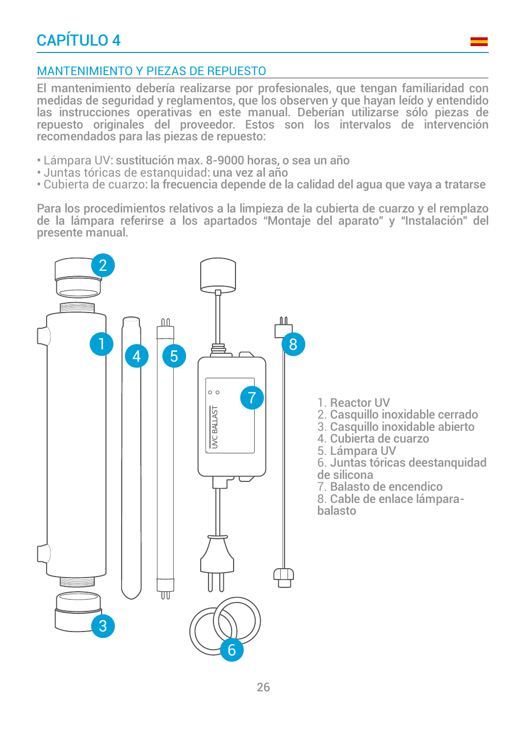# CAPÍTULO 4

## MANTENIMIENTO Y PIEZAS DE REPUESTO

El mantenimiento debería realizarse por profesionales, que tengan familiaridad con medidas de seguridad y reglamentos, que los observen y que hayan leído y entendido las instrucciones operativas en este manual. Deberían utilizarse sólo piezas de repuesto originales del proveedor. Estos son los intervalos de intervención recomendados para las piezas de repuesto:

- Lámpara UV: **sustitución max. 8-9000 horas, o sea un año**
- Juntas tóricas de estanquidad: **una vez al año**
- Cubierta de cuarzo: **la frecuencia depende de la calidad del agua que vaya a tratarse**

Para los procedimientos relativos a la limpieza de la cubierta de cuarzo y el remplazo de la lámpara referirse a los apartados “Montaje del aparato” y “Instalación” del presente manual.

1. Reactor UV
2. Casquillo inoxidable cerrado
3. Casquillo inoxidable abierto
4. Cubierta de cuarzo
5. Lámpara UV
6. Juntas tóricas deestanquidad de silicona
7. Balasto de encendico
8. Cable de enlace lámpara-balasto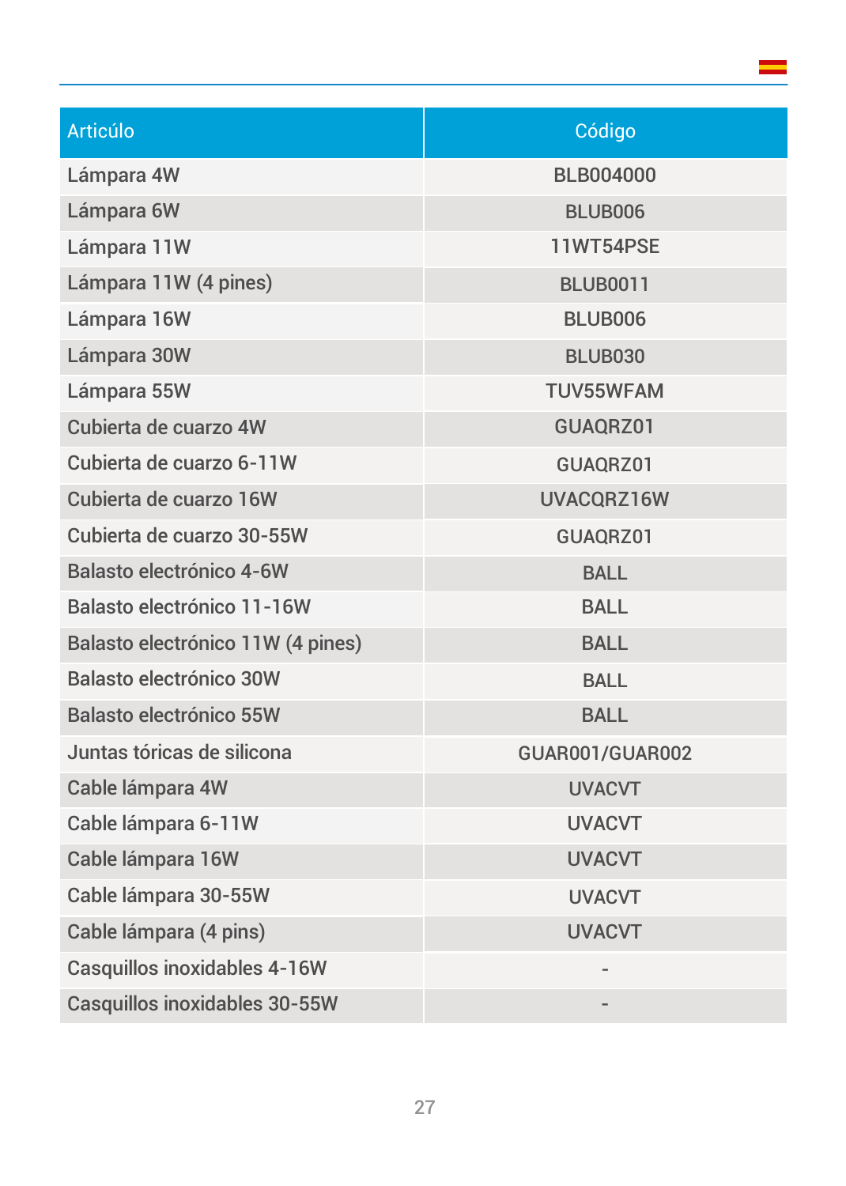| Articúlo | Código |
|---|---|
| Lámpara 4W | BLB004000 |
| Lámpara 6W | BLUB006 |
| Lámpara 11W | 11WT54PSE |
| Lámpara 11W (4 pines) | BLUB0011 |
| Lámpara 16W | BLUB006 |
| Lámpara 30W | BLUB030 |
| Lámpara 55W | TUV55WFAM |
| Cubierta de cuarzo 4W | GUAQRZ01 |
| Cubierta de cuarzo 6-11W | GUAQRZ01 |
| Cubierta de cuarzo 16W | UVACQRZ16W |
| Cubierta de cuarzo 30-55W | GUAQRZ01 |
| Balasto electrónico 4-6W | BALL |
| Balasto electrónico 11-16W | BALL |
| Balasto electrónico 11W (4 pines) | BALL |
| Balasto electrónico 30W | BALL |
| Balasto electrónico 55W | BALL |
| Juntas tóricas de silicona | GUAR001/GUAR002 |
| Cable lámpara 4W | UVACVT |
| Cable lámpara 6-11W | UVACVT |
| Cable lámpara 16W | UVACVT |
| Cable lámpara 30-55W | UVACVT |
| Cable lámpara (4 pins) | UVACVT |
| Casquillos inoxidables 4-16W | - |
| Casquillos inoxidables 30-55W | - |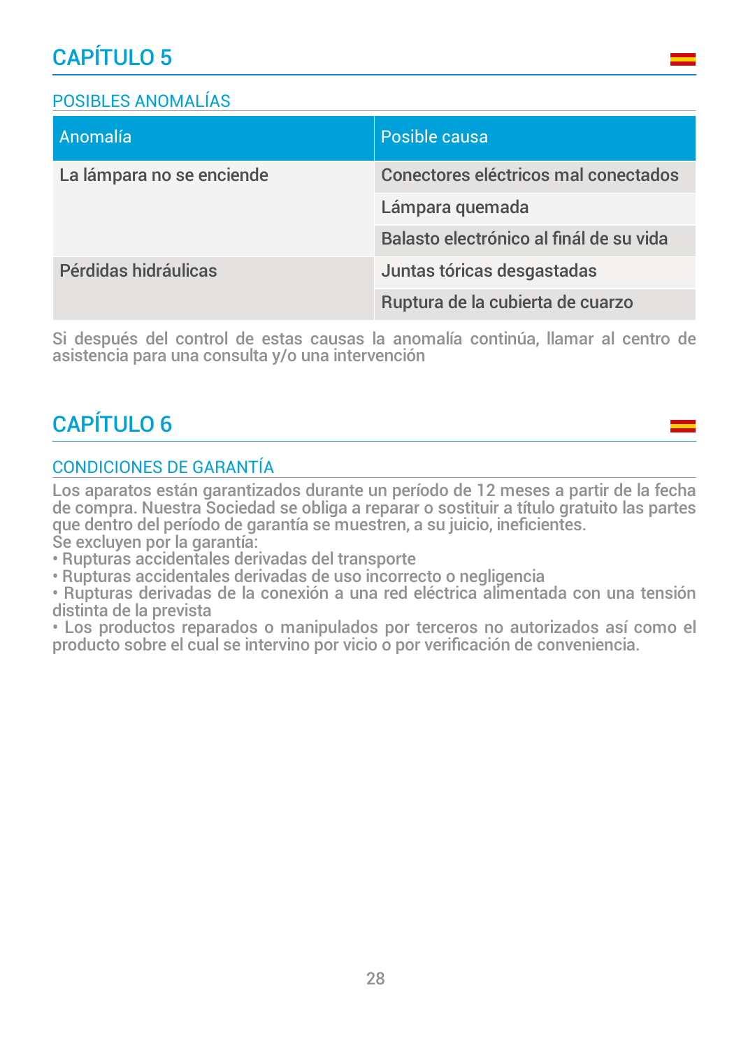# CAPÍTULO 5

## POSIBLES ANOMALÍAS

| Anomalía | Posible causa |
|---|---|
| La lámpara no se enciende | Conectores eléctricos mal conectados |
| | Lámpara quemada |
| | Balasto electrónico al finál de su vida |
| Pérdidas hidráulicas | Juntas tóricas desgastadas |
| | Ruptura de la cubierta de cuarzo |

Si después del control de estas causas la anomalía continúa, llamar al centro de asistencia para una consulta y/o una intervención

# CAPÍTULO 6

## CONDICIONES DE GARANTÍA

Los aparatos están garantizados durante un período de 12 meses a partir de la fecha de compra. Nuestra Sociedad se obliga a reparar o sostituir a título gratuito las partes que dentro del período de garantía se muestren, a su juicio, ineficientes.
Se excluyen por la garantía:

- Rupturas accidentales derivadas del transporte
- Rupturas accidentales derivadas de uso incorrecto o negligencia
- Rupturas derivadas de la conexión a una red eléctrica alimentada con una tensión distinta de la prevista
- Los productos reparados o manipulados por terceros no autorizados así como el producto sobre el cual se intervino por vicio o por verificación de conveniencia.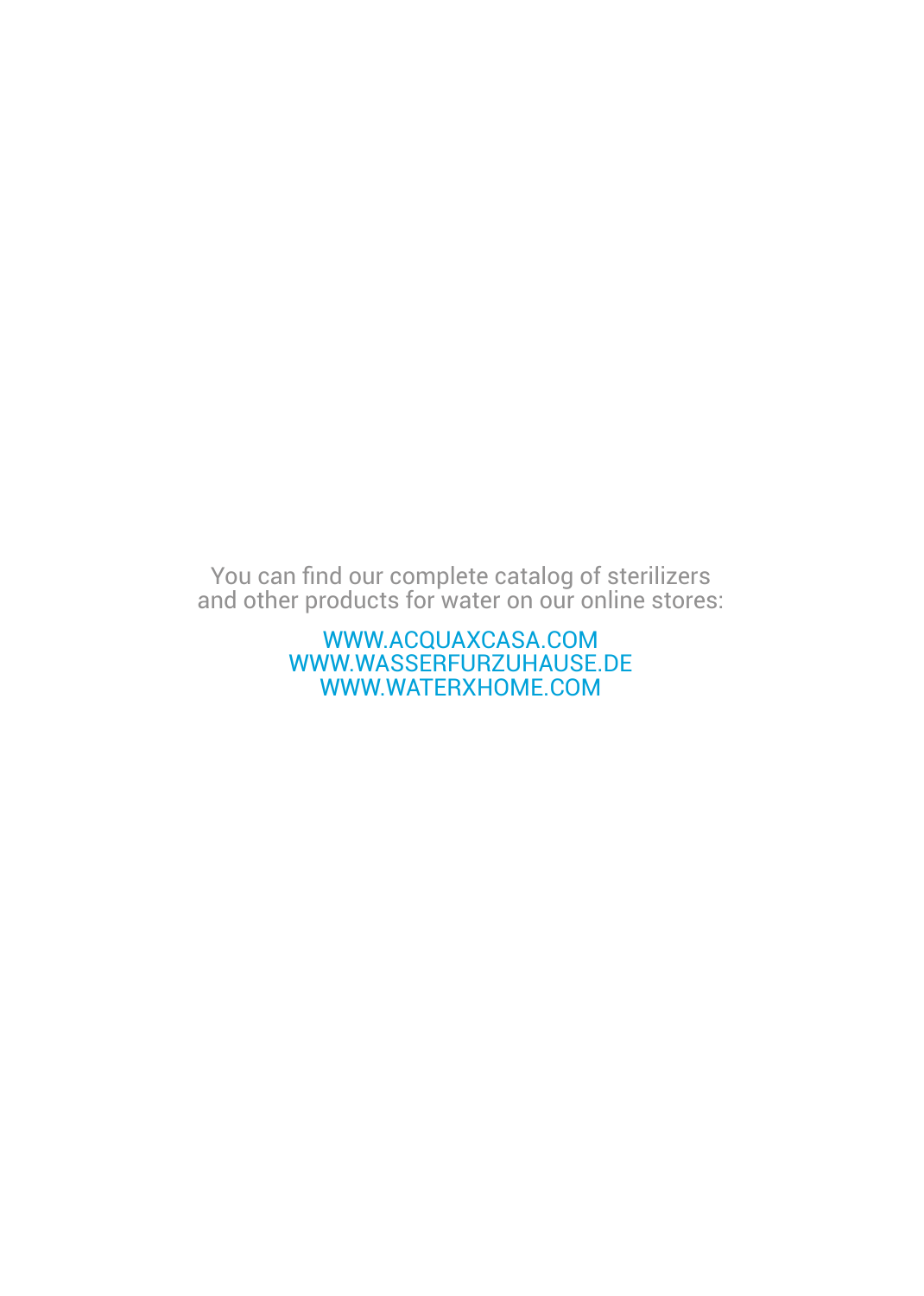You can find our complete catalog of sterilizers
and other products for water on our online stores:

WWW.ACQUAXCASA.COM
WWW.WASSERFURZUHAUSE.DE
WWW.WATERXHOME.COM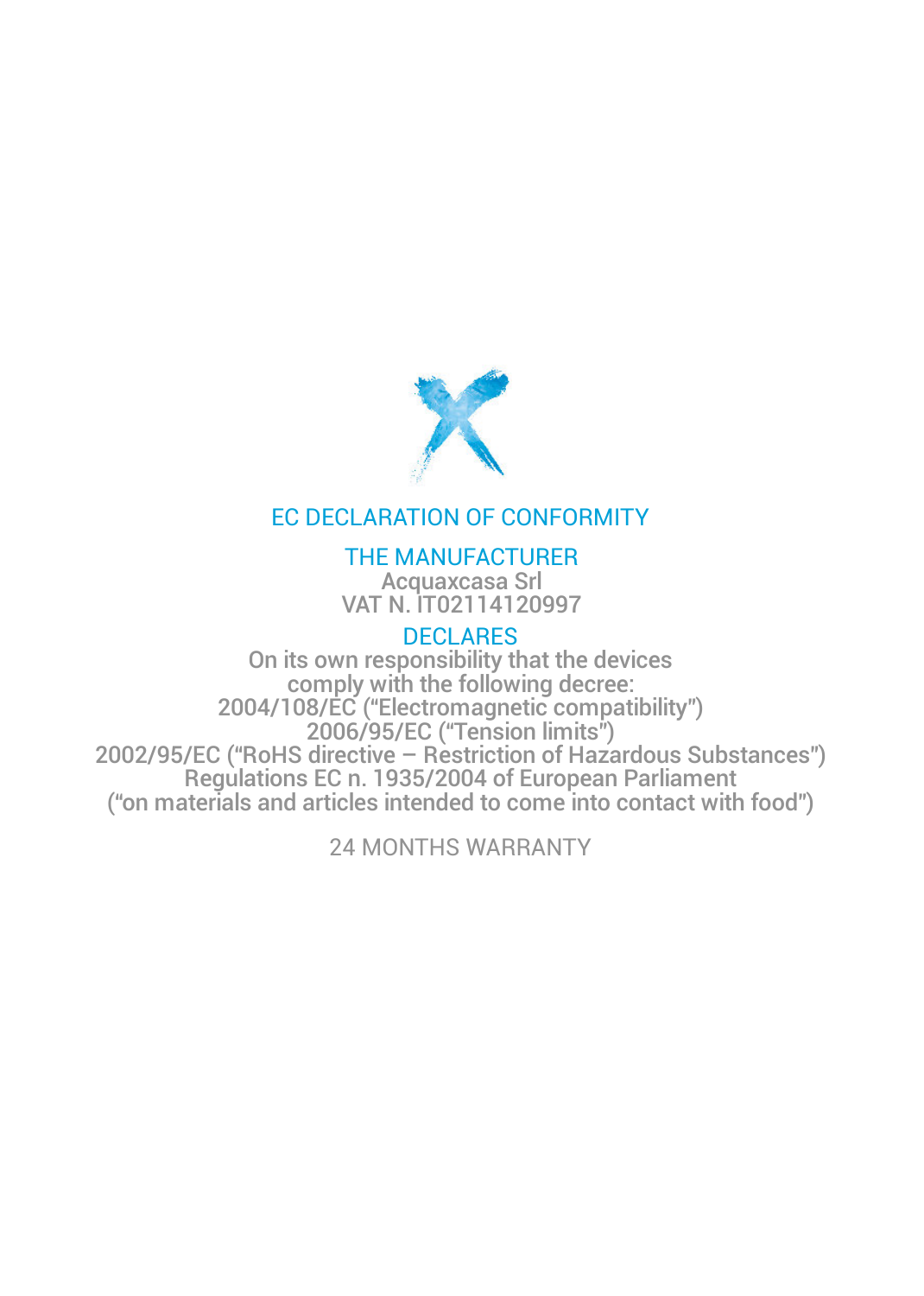# EC DECLARATION OF CONFORMITY

## THE MANUFACTURER

Acquaxcasa Srl
VAT N. IT02114120997

## DECLARES

On its own responsibility that the devices
comply with the following decree:
2004/108/EC ("Electromagnetic compatibility")
2006/95/EC ("Tension limits")
2002/95/EC ("RoHS directive – Restriction of Hazardous Substances")
Regulations EC n. 1935/2004 of European Parliament
("on materials and articles intended to come into contact with food")

24 MONTHS WARRANTY